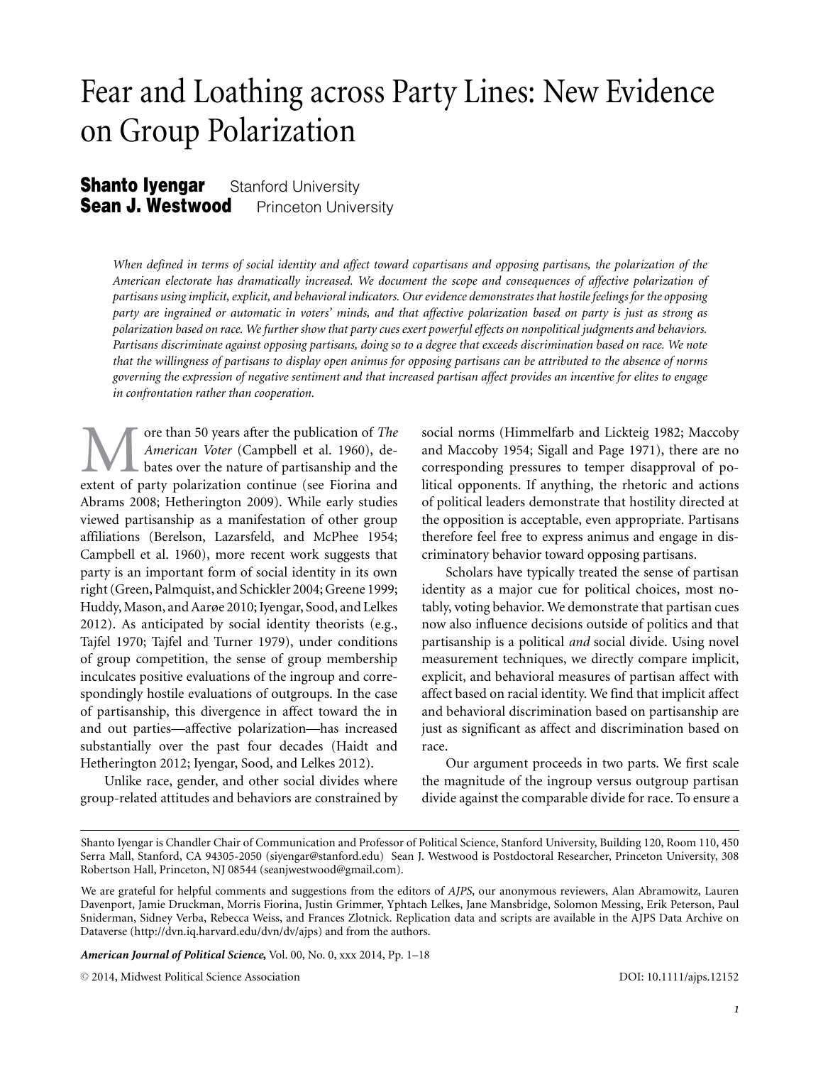# Fear and Loathing across Party Lines: New Evidence on Group Polarization

**Shanto Iyengar** Stanford University
**Sean J. Westwood** Princeton University

*When defined in terms of social identity and affect toward copartisans and opposing partisans, the polarization of the American electorate has dramatically increased. We document the scope and consequences of affective polarization of partisans using implicit, explicit, and behavioral indicators. Our evidence demonstrates that hostile feelings for the opposing party are ingrained or automatic in voters' minds, and that affective polarization based on party is just as strong as polarization based on race. We further show that party cues exert powerful effects on nonpolitical judgments and behaviors. Partisans discriminate against opposing partisans, doing so to a degree that exceeds discrimination based on race. We note that the willingness of partisans to display open animus for opposing partisans can be attributed to the absence of norms governing the expression of negative sentiment and that increased partisan affect provides an incentive for elites to engage in confrontation rather than cooperation.*

More than 50 years after the publication of *The American Voter* (Campbell et al. 1960), debates over the nature of partisanship and the extent of party polarization continue (see Fiorina and Abrams 2008; Hetherington 2009). While early studies viewed partisanship as a manifestation of other group affiliations (Berelson, Lazarsfeld, and McPhee 1954; Campbell et al. 1960), more recent work suggests that party is an important form of social identity in its own right (Green, Palmquist, and Schickler 2004; Greene 1999; Huddy, Mason, and Aarøe 2010; Iyengar, Sood, and Lelkes 2012). As anticipated by social identity theorists (e.g., Tajfel 1970; Tajfel and Turner 1979), under conditions of group competition, the sense of group membership inculcates positive evaluations of the ingroup and correspondingly hostile evaluations of outgroups. In the case of partisanship, this divergence in affect toward the in and out parties—affective polarization—has increased substantially over the past four decades (Haidt and Hetherington 2012; Iyengar, Sood, and Lelkes 2012).

Unlike race, gender, and other social divides where group-related attitudes and behaviors are constrained by social norms (Himmelfarb and Lickteig 1982; Maccoby and Maccoby 1954; Sigall and Page 1971), there are no corresponding pressures to temper disapproval of political opponents. If anything, the rhetoric and actions of political leaders demonstrate that hostility directed at the opposition is acceptable, even appropriate. Partisans therefore feel free to express animus and engage in discriminatory behavior toward opposing partisans.

Scholars have typically treated the sense of partisan identity as a major cue for political choices, most notably, voting behavior. We demonstrate that partisan cues now also influence decisions outside of politics and that partisanship is a political *and* social divide. Using novel measurement techniques, we directly compare implicit, explicit, and behavioral measures of partisan affect with affect based on racial identity. We find that implicit affect and behavioral discrimination based on partisanship are just as significant as affect and discrimination based on race.

Our argument proceeds in two parts. We first scale the magnitude of the ingroup versus outgroup partisan divide against the comparable divide for race. To ensure a

---

Shanto Iyengar is Chandler Chair of Communication and Professor of Political Science, Stanford University, Building 120, Room 110, 450 Serra Mall, Stanford, CA 94305-2050 (siyengar@stanford.edu) Sean J. Westwood is Postdoctoral Researcher, Princeton University, 308 Robertson Hall, Princeton, NJ 08544 (seanjwestwood@gmail.com).

We are grateful for helpful comments and suggestions from the editors of *AJPS*, our anonymous reviewers, Alan Abramowitz, Lauren Davenport, Jamie Druckman, Morris Fiorina, Justin Grimmer, Yphtach Lelkes, Jane Mansbridge, Solomon Messing, Erik Peterson, Paul Sniderman, Sidney Verba, Rebecca Weiss, and Frances Zlotnick. Replication data and scripts are available in the AJPS Data Archive on Dataverse (http://dvn.iq.harvard.edu/dvn/dv/ajps) and from the authors.

*American Journal of Political Science*, Vol. 00, No. 0, xxx 2014, Pp. 1–18

© 2014, Midwest Political Science Association DOI: 10.1111/ajps.12152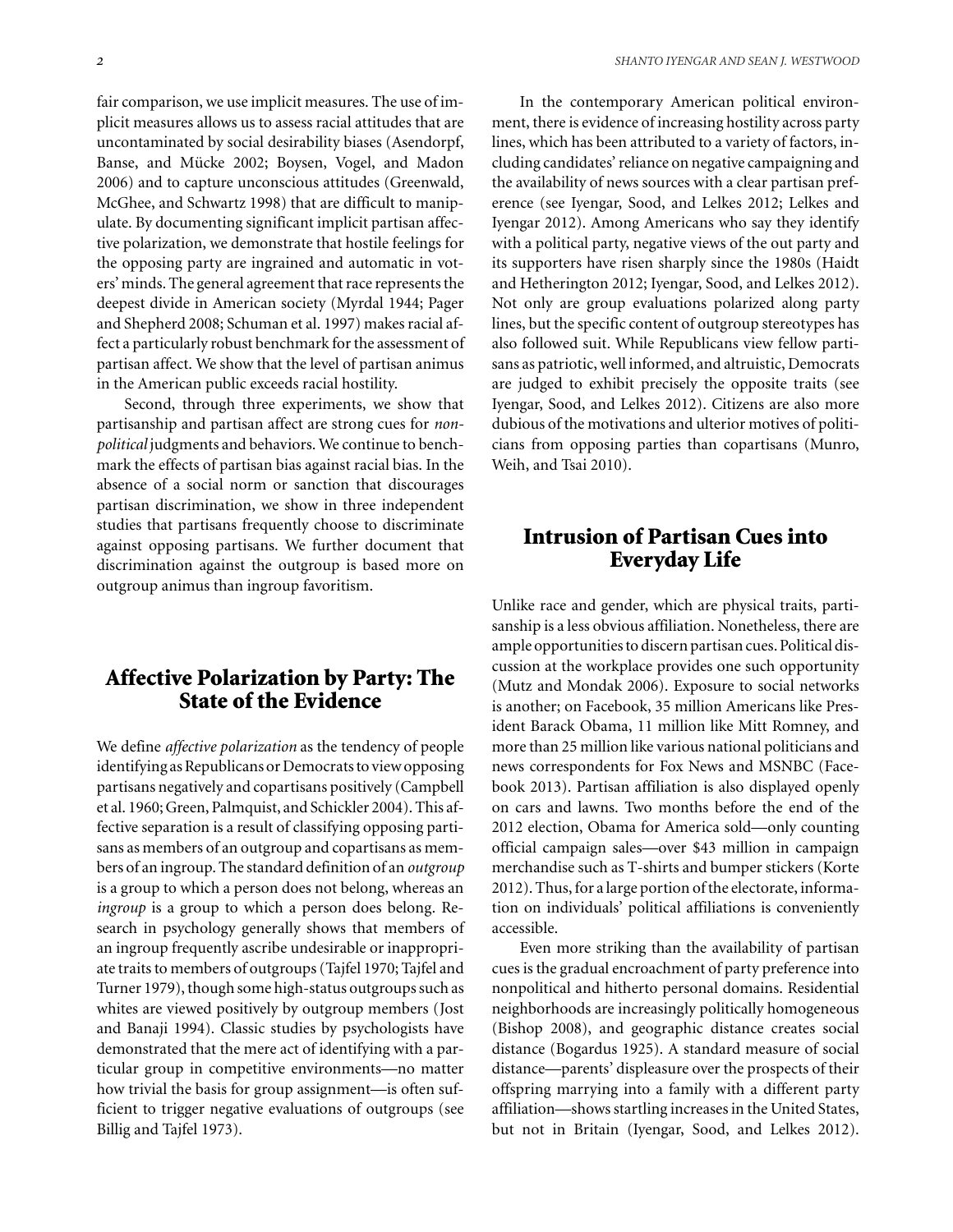fair comparison, we use implicit measures. The use of implicit measures allows us to assess racial attitudes that are uncontaminated by social desirability biases (Asendorpf, Banse, and Mücke 2002; Boysen, Vogel, and Madon 2006) and to capture unconscious attitudes (Greenwald, McGhee, and Schwartz 1998) that are difficult to manipulate. By documenting significant implicit partisan affective polarization, we demonstrate that hostile feelings for the opposing party are ingrained and automatic in voters' minds. The general agreement that race represents the deepest divide in American society (Myrdal 1944; Pager and Shepherd 2008; Schuman et al. 1997) makes racial affect a particularly robust benchmark for the assessment of partisan affect. We show that the level of partisan animus in the American public exceeds racial hostility.

Second, through three experiments, we show that partisanship and partisan affect are strong cues for *non-political* judgments and behaviors. We continue to benchmark the effects of partisan bias against racial bias. In the absence of a social norm or sanction that discourages partisan discrimination, we show in three independent studies that partisans frequently choose to discriminate against opposing partisans. We further document that discrimination against the outgroup is based more on outgroup animus than ingroup favoritism.

## Affective Polarization by Party: The State of the Evidence

We define *affective polarization* as the tendency of people identifying as Republicans or Democrats to view opposing partisans negatively and copartisans positively (Campbell et al. 1960; Green, Palmquist, and Schickler 2004). This affective separation is a result of classifying opposing partisans as members of an outgroup and copartisans as members of an ingroup. The standard definition of an *outgroup* is a group to which a person does not belong, whereas an *ingroup* is a group to which a person does belong. Research in psychology generally shows that members of an ingroup frequently ascribe undesirable or inappropriate traits to members of outgroups (Tajfel 1970; Tajfel and Turner 1979), though some high-status outgroups such as whites are viewed positively by outgroup members (Jost and Banaji 1994). Classic studies by psychologists have demonstrated that the mere act of identifying with a particular group in competitive environments—no matter how trivial the basis for group assignment—is often sufficient to trigger negative evaluations of outgroups (see Billig and Tajfel 1973).

In the contemporary American political environment, there is evidence of increasing hostility across party lines, which has been attributed to a variety of factors, including candidates' reliance on negative campaigning and the availability of news sources with a clear partisan preference (see Iyengar, Sood, and Lelkes 2012; Lelkes and Iyengar 2012). Among Americans who say they identify with a political party, negative views of the out party and its supporters have risen sharply since the 1980s (Haidt and Hetherington 2012; Iyengar, Sood, and Lelkes 2012). Not only are group evaluations polarized along party lines, but the specific content of outgroup stereotypes has also followed suit. While Republicans view fellow partisans as patriotic, well informed, and altruistic, Democrats are judged to exhibit precisely the opposite traits (see Iyengar, Sood, and Lelkes 2012). Citizens are also more dubious of the motivations and ulterior motives of politicians from opposing parties than copartisans (Munro, Weih, and Tsai 2010).

## Intrusion of Partisan Cues into Everyday Life

Unlike race and gender, which are physical traits, partisanship is a less obvious affiliation. Nonetheless, there are ample opportunities to discern partisan cues. Political discussion at the workplace provides one such opportunity (Mutz and Mondak 2006). Exposure to social networks is another; on Facebook, 35 million Americans like President Barack Obama, 11 million like Mitt Romney, and more than 25 million like various national politicians and news correspondents for Fox News and MSNBC (Facebook 2013). Partisan affiliation is also displayed openly on cars and lawns. Two months before the end of the 2012 election, Obama for America sold—only counting official campaign sales—over $43 million in campaign merchandise such as T-shirts and bumper stickers (Korte 2012). Thus, for a large portion of the electorate, information on individuals' political affiliations is conveniently accessible.

Even more striking than the availability of partisan cues is the gradual encroachment of party preference into nonpolitical and hitherto personal domains. Residential neighborhoods are increasingly politically homogeneous (Bishop 2008), and geographic distance creates social distance (Bogardus 1925). A standard measure of social distance—parents' displeasure over the prospects of their offspring marrying into a family with a different party affiliation—shows startling increases in the United States, but not in Britain (Iyengar, Sood, and Lelkes 2012).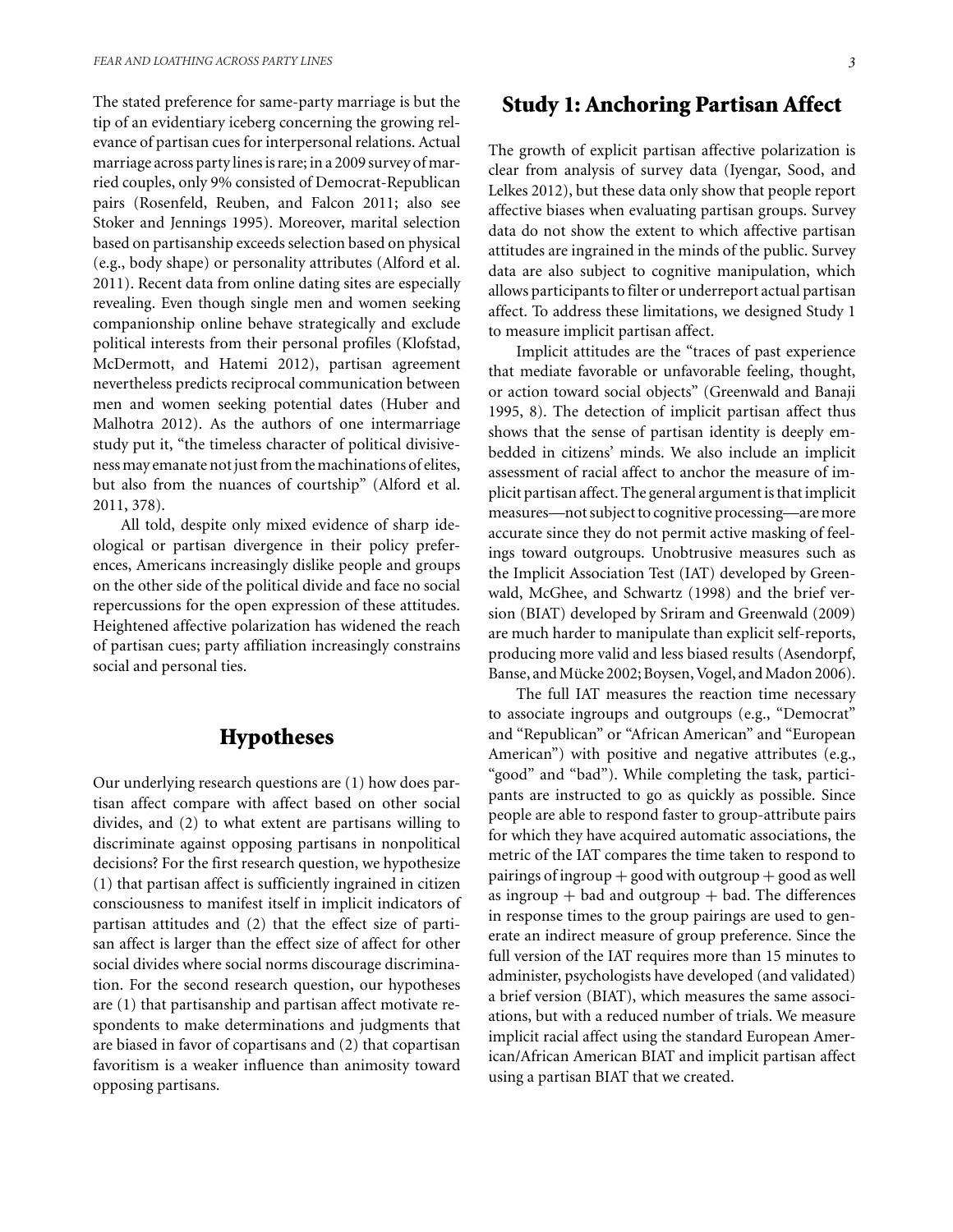The stated preference for same-party marriage is but the tip of an evidentiary iceberg concerning the growing relevance of partisan cues for interpersonal relations. Actual marriage across party lines is rare; in a 2009 survey of married couples, only 9% consisted of Democrat-Republican pairs (Rosenfeld, Reuben, and Falcon 2011; also see Stoker and Jennings 1995). Moreover, marital selection based on partisanship exceeds selection based on physical (e.g., body shape) or personality attributes (Alford et al. 2011). Recent data from online dating sites are especially revealing. Even though single men and women seeking companionship online behave strategically and exclude political interests from their personal profiles (Klofstad, McDermott, and Hatemi 2012), partisan agreement nevertheless predicts reciprocal communication between men and women seeking potential dates (Huber and Malhotra 2012). As the authors of one intermarriage study put it, "the timeless character of political divisiveness may emanate not just from the machinations of elites, but also from the nuances of courtship" (Alford et al. 2011, 378).

All told, despite only mixed evidence of sharp ideological or partisan divergence in their policy preferences, Americans increasingly dislike people and groups on the other side of the political divide and face no social repercussions for the open expression of these attitudes. Heightened affective polarization has widened the reach of partisan cues; party affiliation increasingly constrains social and personal ties.

## Hypotheses

Our underlying research questions are (1) how does partisan affect compare with affect based on other social divides, and (2) to what extent are partisans willing to discriminate against opposing partisans in nonpolitical decisions? For the first research question, we hypothesize (1) that partisan affect is sufficiently ingrained in citizen consciousness to manifest itself in implicit indicators of partisan attitudes and (2) that the effect size of partisan affect is larger than the effect size of affect for other social divides where social norms discourage discrimination. For the second research question, our hypotheses are (1) that partisanship and partisan affect motivate respondents to make determinations and judgments that are biased in favor of copartisans and (2) that copartisan favoritism is a weaker influence than animosity toward opposing partisans.

## Study 1: Anchoring Partisan Affect

The growth of explicit partisan affective polarization is clear from analysis of survey data (Iyengar, Sood, and Lelkes 2012), but these data only show that people report affective biases when evaluating partisan groups. Survey data do not show the extent to which affective partisan attitudes are ingrained in the minds of the public. Survey data are also subject to cognitive manipulation, which allows participants to filter or underreport actual partisan affect. To address these limitations, we designed Study 1 to measure implicit partisan affect.

Implicit attitudes are the "traces of past experience that mediate favorable or unfavorable feeling, thought, or action toward social objects" (Greenwald and Banaji 1995, 8). The detection of implicit partisan affect thus shows that the sense of partisan identity is deeply embedded in citizens' minds. We also include an implicit assessment of racial affect to anchor the measure of implicit partisan affect. The general argument is that implicit measures—not subject to cognitive processing—are more accurate since they do not permit active masking of feelings toward outgroups. Unobtrusive measures such as the Implicit Association Test (IAT) developed by Greenwald, McGhee, and Schwartz (1998) and the brief version (BIAT) developed by Sriram and Greenwald (2009) are much harder to manipulate than explicit self-reports, producing more valid and less biased results (Asendorpf, Banse, and Mücke 2002; Boysen, Vogel, and Madon 2006).

The full IAT measures the reaction time necessary to associate ingroups and outgroups (e.g., "Democrat" and "Republican" or "African American" and "European American") with positive and negative attributes (e.g., "good" and "bad"). While completing the task, participants are instructed to go as quickly as possible. Since people are able to respond faster to group-attribute pairs for which they have acquired automatic associations, the metric of the IAT compares the time taken to respond to pairings of ingroup + good with outgroup + good as well as ingroup + bad and outgroup + bad. The differences in response times to the group pairings are used to generate an indirect measure of group preference. Since the full version of the IAT requires more than 15 minutes to administer, psychologists have developed (and validated) a brief version (BIAT), which measures the same associations, but with a reduced number of trials. We measure implicit racial affect using the standard European American/African American BIAT and implicit partisan affect using a partisan BIAT that we created.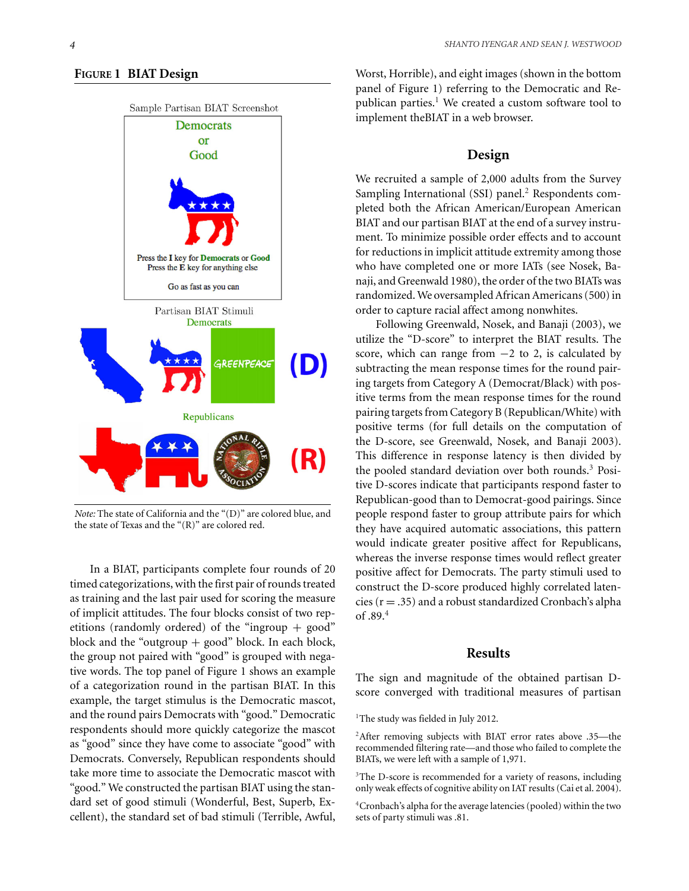**Figure 1 BIAT Design**

Sample Partisan BIAT Screenshot

Democrats
or
Good

Press the I key for Democrats or Good
Press the E key for anything else

Go as fast as you can

Partisan BIAT Stimuli

Democrats

GREENPEACE (D)

Republicans

NATIONAL RIFLE ASSOCIATION (R)

*Note:* The state of California and the "(D)" are colored blue, and the state of Texas and the "(R)" are colored red.

In a BIAT, participants complete four rounds of 20 timed categorizations, with the first pair of rounds treated as training and the last pair used for scoring the measure of implicit attitudes. The four blocks consist of two repetitions (randomly ordered) of the "ingroup + good" block and the "outgroup + good" block. In each block, the group not paired with "good" is grouped with negative words. The top panel of Figure 1 shows an example of a categorization round in the partisan BIAT. In this example, the target stimulus is the Democratic mascot, and the round pairs Democrats with "good." Democratic respondents should more quickly categorize the mascot as "good" since they have come to associate "good" with Democrats. Conversely, Republican respondents should take more time to associate the Democratic mascot with "good." We constructed the partisan BIAT using the standard set of good stimuli (Wonderful, Best, Superb, Excellent), the standard set of bad stimuli (Terrible, Awful, Worst, Horrible), and eight images (shown in the bottom panel of Figure 1) referring to the Democratic and Republican parties.[1] We created a custom software tool to implement theBIAT in a web browser.

## Design

We recruited a sample of 2,000 adults from the Survey Sampling International (SSI) panel.[2] Respondents completed both the African American/European American BIAT and our partisan BIAT at the end of a survey instrument. To minimize possible order effects and to account for reductions in implicit attitude extremity among those who have completed one or more IATs (see Nosek, Banaji, and Greenwald 1980), the order of the two BIATs was randomized. We oversampled African Americans (500) in order to capture racial affect among nonwhites.

Following Greenwald, Nosek, and Banaji (2003), we utilize the "D-score" to interpret the BIAT results. The score, which can range from −2 to 2, is calculated by subtracting the mean response times for the round pairing targets from Category A (Democrat/Black) with positive terms from the mean response times for the round pairing targets from Category B (Republican/White) with positive terms (for full details on the computation of the D-score, see Greenwald, Nosek, and Banaji 2003). This difference in response latency is then divided by the pooled standard deviation over both rounds.[3] Positive D-scores indicate that participants respond faster to Republican-good than to Democrat-good pairings. Since people respond faster to group attribute pairs for which they have acquired automatic associations, this pattern would indicate greater positive affect for Republicans, whereas the inverse response times would reflect greater positive affect for Democrats. The party stimuli used to construct the D-score produced highly correlated latencies ($r = .35$) and a robust standardized Cronbach's alpha of .89.[4]

## Results

The sign and magnitude of the obtained partisan D-score converged with traditional measures of partisan

[1]The study was fielded in July 2012.

[2]After removing subjects with BIAT error rates above .35—the recommended filtering rate—and those who failed to complete the BIATs, we were left with a sample of 1,971.

[3]The D-score is recommended for a variety of reasons, including only weak effects of cognitive ability on IAT results (Cai et al. 2004).

[4]Cronbach's alpha for the average latencies (pooled) within the two sets of party stimuli was .81.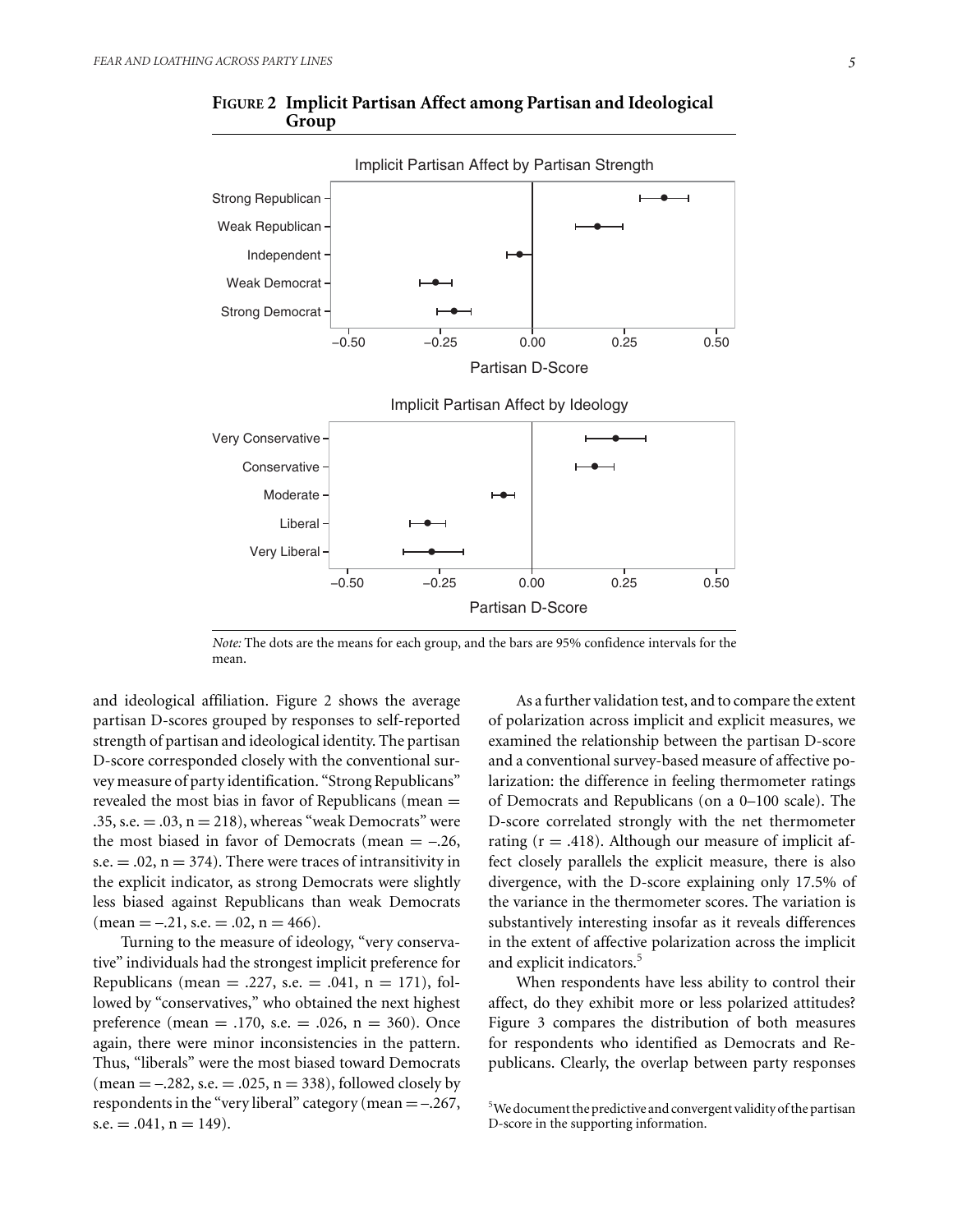**FIGURE 2 Implicit Partisan Affect among Partisan and Ideological Group**

*Note:* The dots are the means for each group, and the bars are 95% confidence intervals for the mean.

and ideological affiliation. Figure 2 shows the average partisan D-scores grouped by responses to self-reported strength of partisan and ideological identity. The partisan D-score corresponded closely with the conventional survey measure of party identification. "Strong Republicans" revealed the most bias in favor of Republicans (mean = .35, s.e. = .03, n = 218), whereas "weak Democrats" were the most biased in favor of Democrats (mean = –.26, s.e. = .02, n = 374). There were traces of intransitivity in the explicit indicator, as strong Democrats were slightly less biased against Republicans than weak Democrats (mean = –.21, s.e. = .02, n = 466).

Turning to the measure of ideology, "very conservative" individuals had the strongest implicit preference for Republicans (mean = .227, s.e. = .041, n = 171), followed by "conservatives," who obtained the next highest preference (mean = .170, s.e. = .026, n = 360). Once again, there were minor inconsistencies in the pattern. Thus, "liberals" were the most biased toward Democrats (mean = –.282, s.e. = .025, n = 338), followed closely by respondents in the "very liberal" category (mean = –.267, s.e. = .041, n = 149).

As a further validation test, and to compare the extent of polarization across implicit and explicit measures, we examined the relationship between the partisan D-score and a conventional survey-based measure of affective polarization: the difference in feeling thermometer ratings of Democrats and Republicans (on a 0–100 scale). The D-score correlated strongly with the net thermometer rating (r = .418). Although our measure of implicit affect closely parallels the explicit measure, there is also divergence, with the D-score explaining only 17.5% of the variance in the thermometer scores. The variation is substantively interesting insofar as it reveals differences in the extent of affective polarization across the implicit and explicit indicators.[5]

When respondents have less ability to control their affect, do they exhibit more or less polarized attitudes? Figure 3 compares the distribution of both measures for respondents who identified as Democrats and Republicans. Clearly, the overlap between party responses

[5] We document the predictive and convergent validity of the partisan D-score in the supporting information.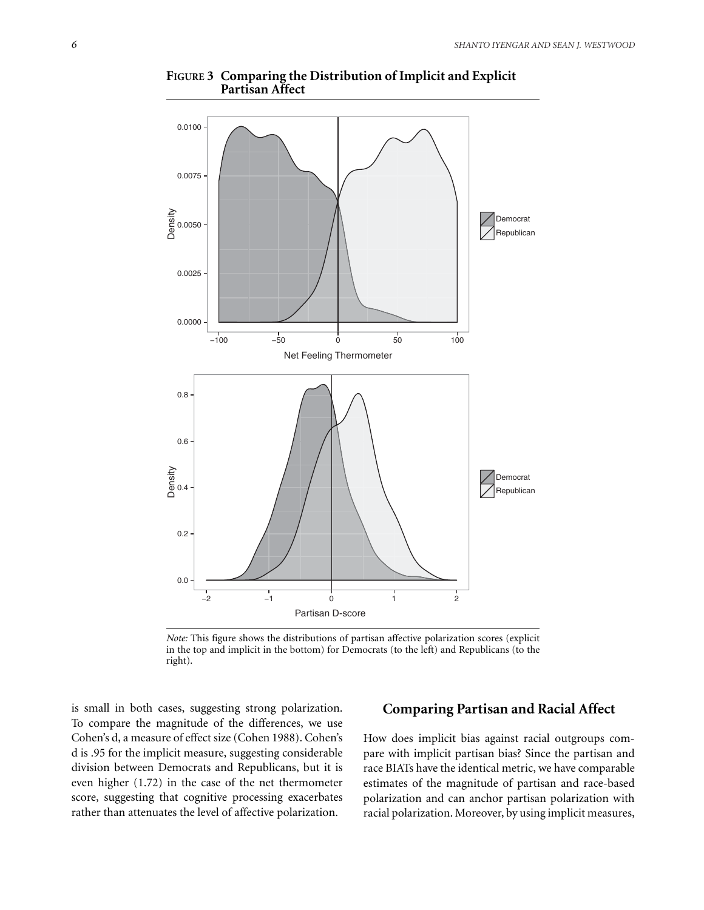**Figure 3 Comparing the Distribution of Implicit and Explicit Partisan Affect**

*Note:* This figure shows the distributions of partisan affective polarization scores (explicit in the top and implicit in the bottom) for Democrats (to the left) and Republicans (to the right).

is small in both cases, suggesting strong polarization. To compare the magnitude of the differences, we use Cohen's d, a measure of effect size (Cohen 1988). Cohen's d is .95 for the implicit measure, suggesting considerable division between Democrats and Republicans, but it is even higher (1.72) in the case of the net thermometer score, suggesting that cognitive processing exacerbates rather than attenuates the level of affective polarization.

## Comparing Partisan and Racial Affect

How does implicit bias against racial outgroups compare with implicit partisan bias? Since the partisan and race BIATs have the identical metric, we have comparable estimates of the magnitude of partisan and race-based polarization and can anchor partisan polarization with racial polarization. Moreover, by using implicit measures,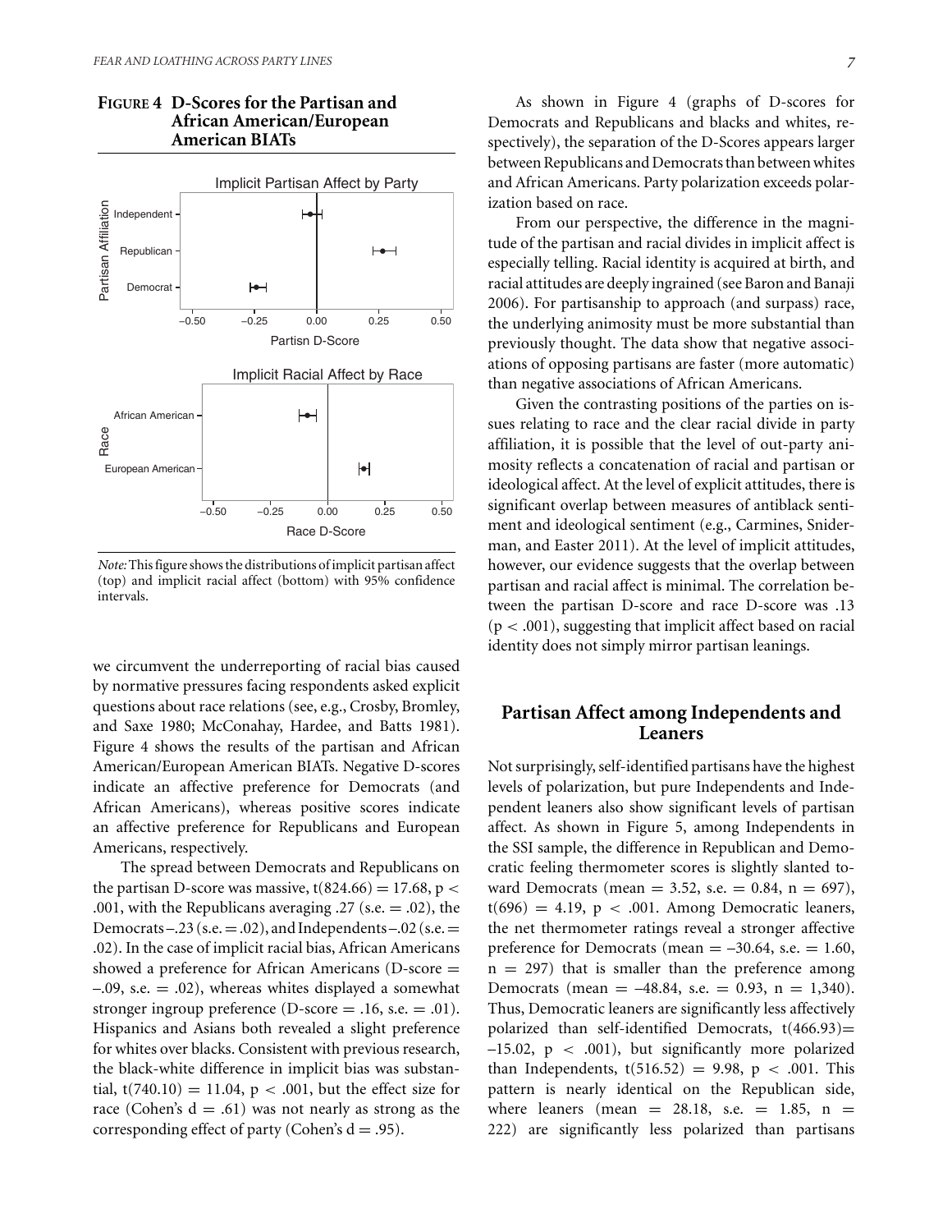**FIGURE 4 D-Scores for the Partisan and African American/European American BIATs**

*Note:* This figure shows the distributions of implicit partisan affect (top) and implicit racial affect (bottom) with 95% confidence intervals.

we circumvent the underreporting of racial bias caused by normative pressures facing respondents asked explicit questions about race relations (see, e.g., Crosby, Bromley, and Saxe 1980; McConahay, Hardee, and Batts 1981). Figure 4 shows the results of the partisan and African American/European American BIATs. Negative D-scores indicate an affective preference for Democrats (and African Americans), whereas positive scores indicate an affective preference for Republicans and European Americans, respectively.

The spread between Democrats and Republicans on the partisan D-score was massive, $t(824.66) = 17.68$, $p < .001$, with the Republicans averaging .27 (s.e. = .02), the Democrats –.23 (s.e. = .02), and Independents –.02 (s.e. = .02). In the case of implicit racial bias, African Americans showed a preference for African Americans (D-score = –.09, s.e. = .02), whereas whites displayed a somewhat stronger ingroup preference (D-score = .16, s.e. = .01). Hispanics and Asians both revealed a slight preference for whites over blacks. Consistent with previous research, the black-white difference in implicit bias was substantial, $t(740.10) = 11.04$, $p < .001$, but the effect size for race (Cohen's $d = .61$) was not nearly as strong as the corresponding effect of party (Cohen's $d = .95$).

As shown in Figure 4 (graphs of D-scores for Democrats and Republicans and blacks and whites, respectively), the separation of the D-Scores appears larger between Republicans and Democrats than between whites and African Americans. Party polarization exceeds polarization based on race.

From our perspective, the difference in the magnitude of the partisan and racial divides in implicit affect is especially telling. Racial identity is acquired at birth, and racial attitudes are deeply ingrained (see Baron and Banaji 2006). For partisanship to approach (and surpass) race, the underlying animosity must be more substantial than previously thought. The data show that negative associations of opposing partisans are faster (more automatic) than negative associations of African Americans.

Given the contrasting positions of the parties on issues relating to race and the clear racial divide in party affiliation, it is possible that the level of out-party animosity reflects a concatenation of racial and partisan or ideological affect. At the level of explicit attitudes, there is significant overlap between measures of antiblack sentiment and ideological sentiment (e.g., Carmines, Sniderman, and Easter 2011). At the level of implicit attitudes, however, our evidence suggests that the overlap between partisan and racial affect is minimal. The correlation between the partisan D-score and race D-score was .13 ($p < .001$), suggesting that implicit affect based on racial identity does not simply mirror partisan leanings.

## Partisan Affect among Independents and Leaners

Not surprisingly, self-identified partisans have the highest levels of polarization, but pure Independents and Independent leaners also show significant levels of partisan affect. As shown in Figure 5, among Independents in the SSI sample, the difference in Republican and Democratic feeling thermometer scores is slightly slanted toward Democrats (mean = 3.52, s.e. = 0.84, n = 697), $t(696) = 4.19$, $p < .001$. Among Democratic leaners, the net thermometer ratings reveal a stronger affective preference for Democrats (mean = –30.64, s.e. = 1.60, n = 297) that is smaller than the preference among Democrats (mean = –48.84, s.e. = 0.93, n = 1,340). Thus, Democratic leaners are significantly less affectively polarized than self-identified Democrats, $t(466.93) = -15.02$, $p < .001$), but significantly more polarized than Independents, $t(516.52) = 9.98$, $p < .001$. This pattern is nearly identical on the Republican side, where leaners (mean = 28.18, s.e. = 1.85, n = 222) are significantly less polarized than partisans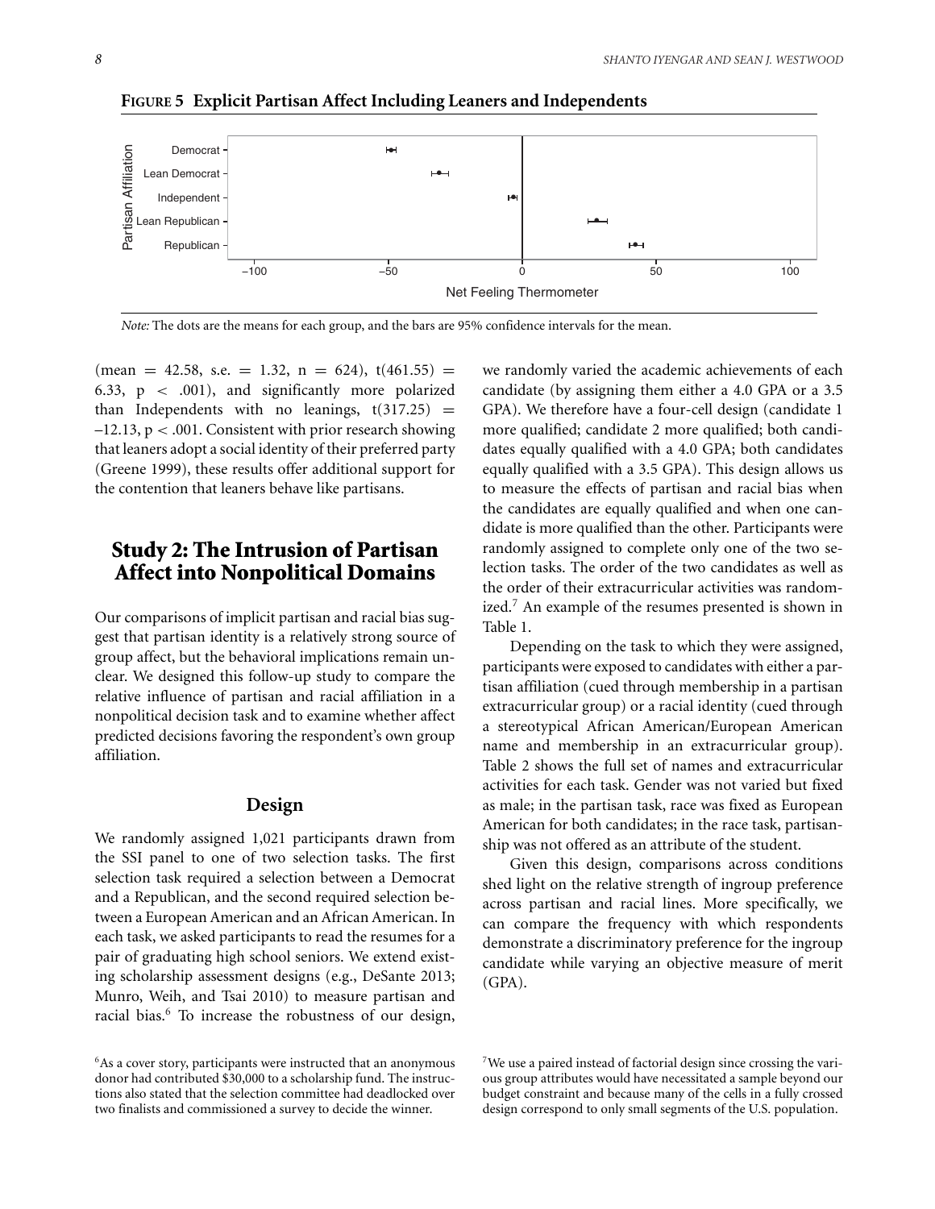**FIGURE 5 Explicit Partisan Affect Including Leaners and Independents**

*Note:* The dots are the means for each group, and the bars are 95% confidence intervals for the mean.

(mean = 42.58, s.e. = 1.32, n = 624), $t(461.55) = 6.33$, $p < .001$), and significantly more polarized than Independents with no leanings, $t(317.25) = -12.13$, $p < .001$. Consistent with prior research showing that leaners adopt a social identity of their preferred party (Greene 1999), these results offer additional support for the contention that leaners behave like partisans.

## Study 2: The Intrusion of Partisan Affect into Nonpolitical Domains

Our comparisons of implicit partisan and racial bias suggest that partisan identity is a relatively strong source of group affect, but the behavioral implications remain unclear. We designed this follow-up study to compare the relative influence of partisan and racial affiliation in a nonpolitical decision task and to examine whether affect predicted decisions favoring the respondent's own group affiliation.

### Design

We randomly assigned 1,021 participants drawn from the SSI panel to one of two selection tasks. The first selection task required a selection between a Democrat and a Republican, and the second required selection between a European American and an African American. In each task, we asked participants to read the resumes for a pair of graduating high school seniors. We extend existing scholarship assessment designs (e.g., DeSante 2013; Munro, Weih, and Tsai 2010) to measure partisan and racial bias.[6] To increase the robustness of our design, we randomly varied the academic achievements of each candidate (by assigning them either a 4.0 GPA or a 3.5 GPA). We therefore have a four-cell design (candidate 1 more qualified; candidate 2 more qualified; both candidates equally qualified with a 4.0 GPA; both candidates equally qualified with a 3.5 GPA). This design allows us to measure the effects of partisan and racial bias when the candidates are equally qualified and when one candidate is more qualified than the other. Participants were randomly assigned to complete only one of the two selection tasks. The order of the two candidates as well as the order of their extracurricular activities was randomized.[7] An example of the resumes presented is shown in Table 1.

Depending on the task to which they were assigned, participants were exposed to candidates with either a partisan affiliation (cued through membership in a partisan extracurricular group) or a racial identity (cued through a stereotypical African American/European American name and membership in an extracurricular group). Table 2 shows the full set of names and extracurricular activities for each task. Gender was not varied but fixed as male; in the partisan task, race was fixed as European American for both candidates; in the race task, partisanship was not offered as an attribute of the student.

Given this design, comparisons across conditions shed light on the relative strength of ingroup preference across partisan and racial lines. More specifically, we can compare the frequency with which respondents demonstrate a discriminatory preference for the ingroup candidate while varying an objective measure of merit (GPA).

[6] As a cover story, participants were instructed that an anonymous donor had contributed $30,000 to a scholarship fund. The instructions also stated that the selection committee had deadlocked over two finalists and commissioned a survey to decide the winner.

[7] We use a paired instead of factorial design since crossing the various group attributes would have necessitated a sample beyond our budget constraint and because many of the cells in a fully crossed design correspond to only small segments of the U.S. population.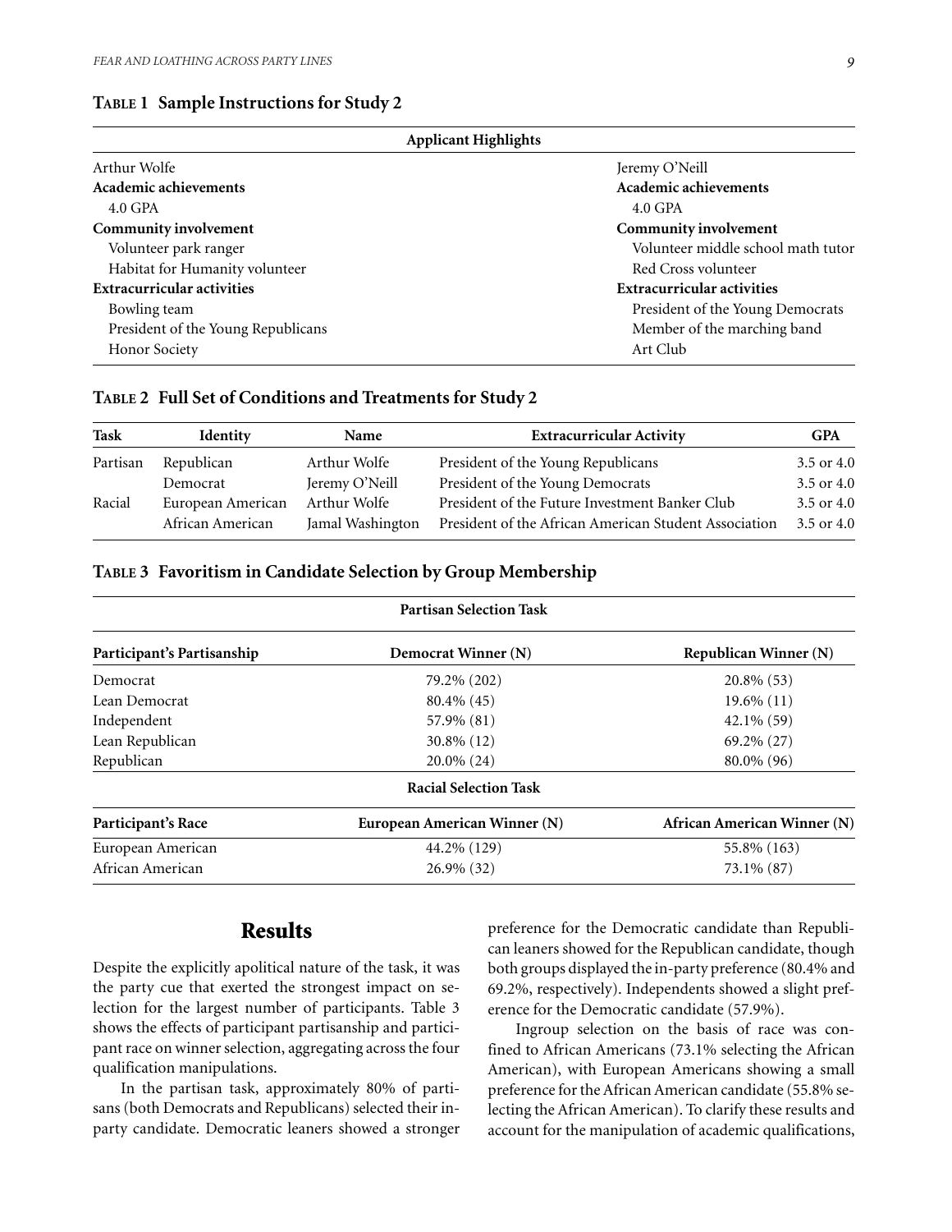**TABLE 1 Sample Instructions for Study 2**

| Applicant Highlights | |
|---|---|
| Arthur Wolfe | Jeremy O'Neill |
| **Academic achievements** | **Academic achievements** |
| 4.0 GPA | 4.0 GPA |
| **Community involvement** | **Community involvement** |
| Volunteer park ranger | Volunteer middle school math tutor |
| Habitat for Humanity volunteer | Red Cross volunteer |
| **Extracurricular activities** | **Extracurricular activities** |
| Bowling team | President of the Young Democrats |
| President of the Young Republicans | Member of the marching band |
| Honor Society | Art Club |

**TABLE 2 Full Set of Conditions and Treatments for Study 2**

| Task | Identity | Name | Extracurricular Activity | GPA |
|---|---|---|---|---|
| Partisan | Republican | Arthur Wolfe | President of the Young Republicans | 3.5 or 4.0 |
| | Democrat | Jeremy O'Neill | President of the Young Democrats | 3.5 or 4.0 |
| Racial | European American | Arthur Wolfe | President of the Future Investment Banker Club | 3.5 or 4.0 |
| | African American | Jamal Washington | President of the African American Student Association | 3.5 or 4.0 |

**TABLE 3 Favoritism in Candidate Selection by Group Membership**

| Partisan Selection Task | | |
|---|---|---|
| **Participant's Partisanship** | **Democrat Winner (N)** | **Republican Winner (N)** |
| Democrat | 79.2% (202) | 20.8% (53) |
| Lean Democrat | 80.4% (45) | 19.6% (11) |
| Independent | 57.9% (81) | 42.1% (59) |
| Lean Republican | 30.8% (12) | 69.2% (27) |
| Republican | 20.0% (24) | 80.0% (96) |
| **Racial Selection Task** | | |
| **Participant's Race** | **European American Winner (N)** | **African American Winner (N)** |
| European American | 44.2% (129) | 55.8% (163) |
| African American | 26.9% (32) | 73.1% (87) |

## Results

Despite the explicitly apolitical nature of the task, it was the party cue that exerted the strongest impact on selection for the largest number of participants. Table 3 shows the effects of participant partisanship and participant race on winner selection, aggregating across the four qualification manipulations.

In the partisan task, approximately 80% of partisans (both Democrats and Republicans) selected their inparty candidate. Democratic leaners showed a stronger preference for the Democratic candidate than Republican leaners showed for the Republican candidate, though both groups displayed the in-party preference (80.4% and 69.2%, respectively). Independents showed a slight preference for the Democratic candidate (57.9%).

Ingroup selection on the basis of race was confined to African Americans (73.1% selecting the African American), with European Americans showing a small preference for the African American candidate (55.8% selecting the African American). To clarify these results and account for the manipulation of academic qualifications,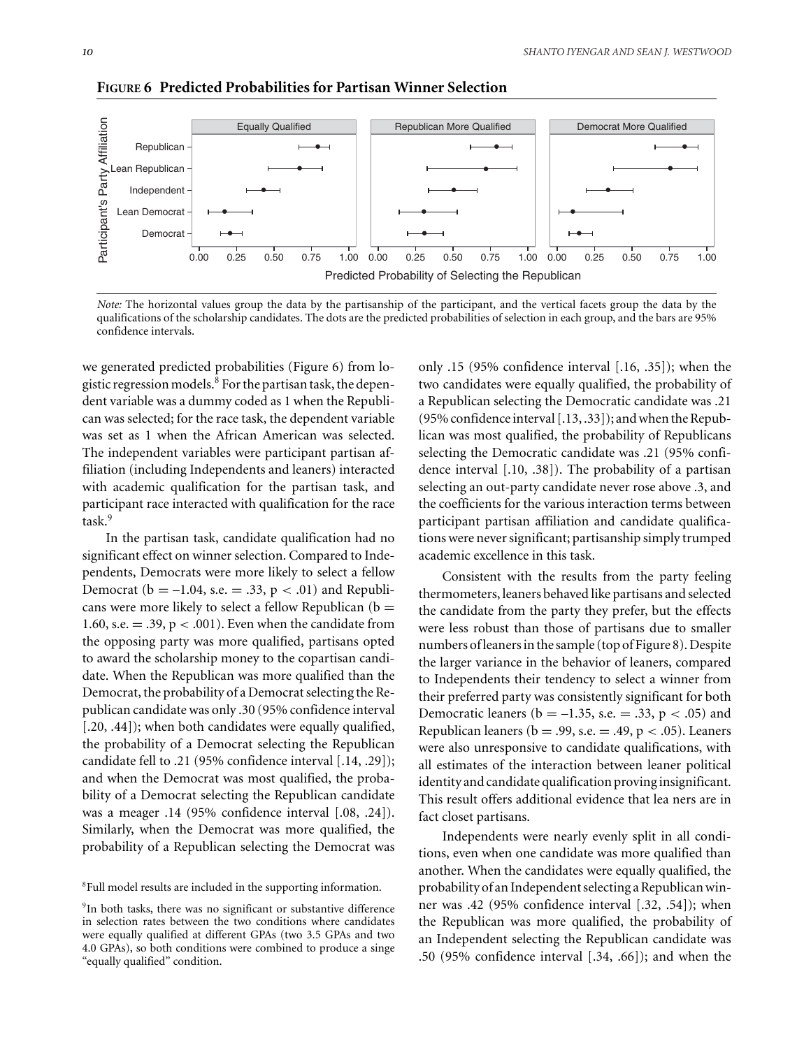**FIGURE 6 Predicted Probabilities for Partisan Winner Selection**

*Note:* The horizontal values group the data by the partisanship of the participant, and the vertical facets group the data by the qualifications of the scholarship candidates. The dots are the predicted probabilities of selection in each group, and the bars are 95% confidence intervals.

we generated predicted probabilities (Figure 6) from logistic regression models.[8] For the partisan task, the dependent variable was a dummy coded as 1 when the Republican was selected; for the race task, the dependent variable was set as 1 when the African American was selected. The independent variables were participant partisan affiliation (including Independents and leaners) interacted with academic qualification for the partisan task, and participant race interacted with qualification for the race task.[9]

In the partisan task, candidate qualification had no significant effect on winner selection. Compared to Independents, Democrats were more likely to select a fellow Democrat ($b = -1.04$, s.e. $= .33$, $p < .01$) and Republicans were more likely to select a fellow Republican ($b = 1.60$, s.e. $= .39$, $p < .001$). Even when the candidate from the opposing party was more qualified, partisans opted to award the scholarship money to the copartisan candidate. When the Republican was more qualified than the Democrat, the probability of a Democrat selecting the Republican candidate was only .30 (95% confidence interval [.20, .44]); when both candidates were equally qualified, the probability of a Democrat selecting the Republican candidate fell to .21 (95% confidence interval [.14, .29]); and when the Democrat was most qualified, the probability of a Democrat selecting the Republican candidate was a meager .14 (95% confidence interval [.08, .24]). Similarly, when the Democrat was more qualified, the probability of a Republican selecting the Democrat was only .15 (95% confidence interval [.16, .35]); when the two candidates were equally qualified, the probability of a Republican selecting the Democratic candidate was .21 (95% confidence interval [.13, .33]); and when the Republican was most qualified, the probability of Republicans selecting the Democratic candidate was .21 (95% confidence interval [.10, .38]). The probability of a partisan selecting an out-party candidate never rose above .3, and the coefficients for the various interaction terms between participant partisan affiliation and candidate qualifications were never significant; partisanship simply trumped academic excellence in this task.

Consistent with the results from the party feeling thermometers, leaners behaved like partisans and selected the candidate from the party they prefer, but the effects were less robust than those of partisans due to smaller numbers of leaners in the sample (top of Figure 8). Despite the larger variance in the behavior of leaners, compared to Independents their tendency to select a winner from their preferred party was consistently significant for both Democratic leaners ($b = -1.35$, s.e. $= .33$, $p < .05$) and Republican leaners ($b = .99$, s.e. $= .49$, $p < .05$). Leaners were also unresponsive to candidate qualifications, with all estimates of the interaction between leaner political identity and candidate qualification proving insignificant. This result offers additional evidence that lea ners are in fact closet partisans.

Independents were nearly evenly split in all conditions, even when one candidate was more qualified than another. When the candidates were equally qualified, the probability of an Independent selecting a Republican winner was .42 (95% confidence interval [.32, .54]); when the Republican was more qualified, the probability of an Independent selecting the Republican candidate was .50 (95% confidence interval [.34, .66]); and when the

[8] Full model results are included in the supporting information.

[9] In both tasks, there was no significant or substantive difference in selection rates between the two conditions where candidates were equally qualified at different GPAs (two 3.5 GPAs and two 4.0 GPAs), so both conditions were combined to produce a singe "equally qualified" condition.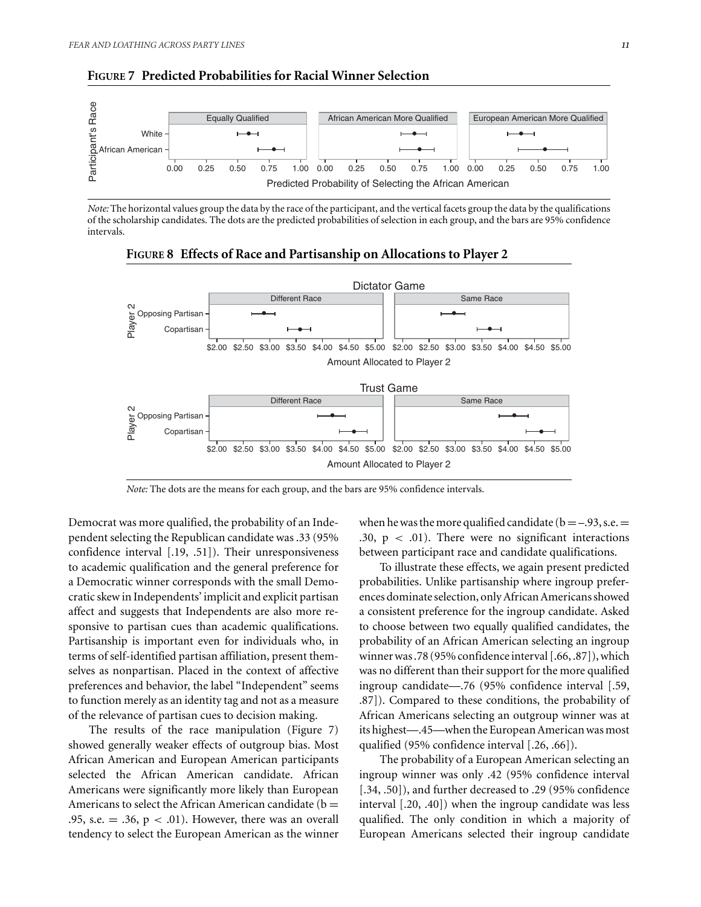**FIGURE 7 Predicted Probabilities for Racial Winner Selection**

*Note:* The horizontal values group the data by the race of the participant, and the vertical facets group the data by the qualifications of the scholarship candidates. The dots are the predicted probabilities of selection in each group, and the bars are 95% confidence intervals.

**FIGURE 8 Effects of Race and Partisanship on Allocations to Player 2**

*Note:* The dots are the means for each group, and the bars are 95% confidence intervals.

Democrat was more qualified, the probability of an Independent selecting the Republican candidate was .33 (95% confidence interval [.19, .51]). Their unresponsiveness to academic qualification and the general preference for a Democratic winner corresponds with the small Democratic skew in Independents' implicit and explicit partisan affect and suggests that Independents are also more responsive to partisan cues than academic qualifications. Partisanship is important even for individuals who, in terms of self-identified partisan affiliation, present themselves as nonpartisan. Placed in the context of affective preferences and behavior, the label "Independent" seems to function merely as an identity tag and not as a measure of the relevance of partisan cues to decision making.

The results of the race manipulation (Figure 7) showed generally weaker effects of outgroup bias. Most African American and European American participants selected the African American candidate. African Americans were significantly more likely than European Americans to select the African American candidate ($b = .95$, s.e. $= .36$, $p < .01$). However, there was an overall tendency to select the European American as the winner when he was the more qualified candidate ($b = -.93$, s.e. $= .30$, $p < .01$). There were no significant interactions between participant race and candidate qualifications.

To illustrate these effects, we again present predicted probabilities. Unlike partisanship where ingroup preferences dominate selection, only African Americans showed a consistent preference for the ingroup candidate. Asked to choose between two equally qualified candidates, the probability of an African American selecting an ingroup winner was .78 (95% confidence interval [.66, .87]), which was no different than their support for the more qualified ingroup candidate—.76 (95% confidence interval [.59, .87]). Compared to these conditions, the probability of African Americans selecting an outgroup winner was at its highest—.45—when the European American was most qualified (95% confidence interval [.26, .66]).

The probability of a European American selecting an ingroup winner was only .42 (95% confidence interval [.34, .50]), and further decreased to .29 (95% confidence interval [.20, .40]) when the ingroup candidate was less qualified. The only condition in which a majority of European Americans selected their ingroup candidate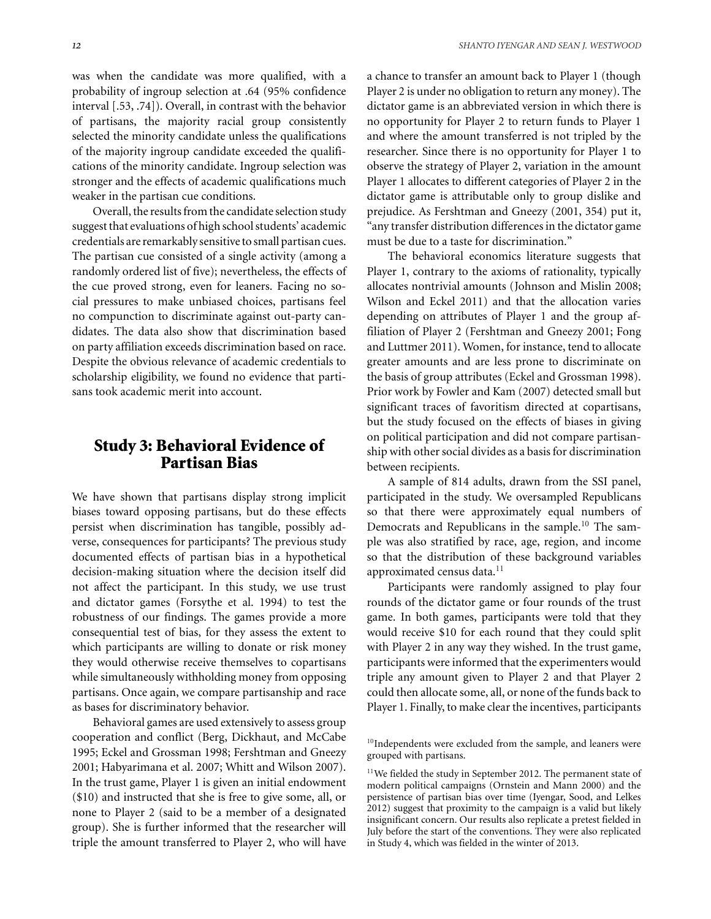was when the candidate was more qualified, with a probability of ingroup selection at .64 (95% confidence interval [.53, .74]). Overall, in contrast with the behavior of partisans, the majority racial group consistently selected the minority candidate unless the qualifications of the majority ingroup candidate exceeded the qualifications of the minority candidate. Ingroup selection was stronger and the effects of academic qualifications much weaker in the partisan cue conditions.

Overall, the results from the candidate selection study suggest that evaluations of high school students' academic credentials are remarkably sensitive to small partisan cues. The partisan cue consisted of a single activity (among a randomly ordered list of five); nevertheless, the effects of the cue proved strong, even for leaners. Facing no social pressures to make unbiased choices, partisans feel no compunction to discriminate against out-party candidates. The data also show that discrimination based on party affiliation exceeds discrimination based on race. Despite the obvious relevance of academic credentials to scholarship eligibility, we found no evidence that partisans took academic merit into account.

## Study 3: Behavioral Evidence of Partisan Bias

We have shown that partisans display strong implicit biases toward opposing partisans, but do these effects persist when discrimination has tangible, possibly adverse, consequences for participants? The previous study documented effects of partisan bias in a hypothetical decision-making situation where the decision itself did not affect the participant. In this study, we use trust and dictator games (Forsythe et al. 1994) to test the robustness of our findings. The games provide a more consequential test of bias, for they assess the extent to which participants are willing to donate or risk money they would otherwise receive themselves to copartisans while simultaneously withholding money from opposing partisans. Once again, we compare partisanship and race as bases for discriminatory behavior.

Behavioral games are used extensively to assess group cooperation and conflict (Berg, Dickhaut, and McCabe 1995; Eckel and Grossman 1998; Fershtman and Gneezy 2001; Habyarimana et al. 2007; Whitt and Wilson 2007). In the trust game, Player 1 is given an initial endowment ($10) and instructed that she is free to give some, all, or none to Player 2 (said to be a member of a designated group). She is further informed that the researcher will triple the amount transferred to Player 2, who will have a chance to transfer an amount back to Player 1 (though Player 2 is under no obligation to return any money). The dictator game is an abbreviated version in which there is no opportunity for Player 2 to return funds to Player 1 and where the amount transferred is not tripled by the researcher. Since there is no opportunity for Player 1 to observe the strategy of Player 2, variation in the amount Player 1 allocates to different categories of Player 2 in the dictator game is attributable only to group dislike and prejudice. As Fershtman and Gneezy (2001, 354) put it, "any transfer distribution differences in the dictator game must be due to a taste for discrimination."

The behavioral economics literature suggests that Player 1, contrary to the axioms of rationality, typically allocates nontrivial amounts (Johnson and Mislin 2008; Wilson and Eckel 2011) and that the allocation varies depending on attributes of Player 1 and the group affiliation of Player 2 (Fershtman and Gneezy 2001; Fong and Luttmer 2011). Women, for instance, tend to allocate greater amounts and are less prone to discriminate on the basis of group attributes (Eckel and Grossman 1998). Prior work by Fowler and Kam (2007) detected small but significant traces of favoritism directed at copartisans, but the study focused on the effects of biases in giving on political participation and did not compare partisanship with other social divides as a basis for discrimination between recipients.

A sample of 814 adults, drawn from the SSI panel, participated in the study. We oversampled Republicans so that there were approximately equal numbers of Democrats and Republicans in the sample.[10] The sample was also stratified by race, age, region, and income so that the distribution of these background variables approximated census data.[11]

Participants were randomly assigned to play four rounds of the dictator game or four rounds of the trust game. In both games, participants were told that they would receive $10 for each round that they could split with Player 2 in any way they wished. In the trust game, participants were informed that the experimenters would triple any amount given to Player 2 and that Player 2 could then allocate some, all, or none of the funds back to Player 1. Finally, to make clear the incentives, participants

[10] Independents were excluded from the sample, and leaners were grouped with partisans.

[11] We fielded the study in September 2012. The permanent state of modern political campaigns (Ornstein and Mann 2000) and the persistence of partisan bias over time (Iyengar, Sood, and Lelkes 2012) suggest that proximity to the campaign is a valid but likely insignificant concern. Our results also replicate a pretest fielded in July before the start of the conventions. They were also replicated in Study 4, which was fielded in the winter of 2013.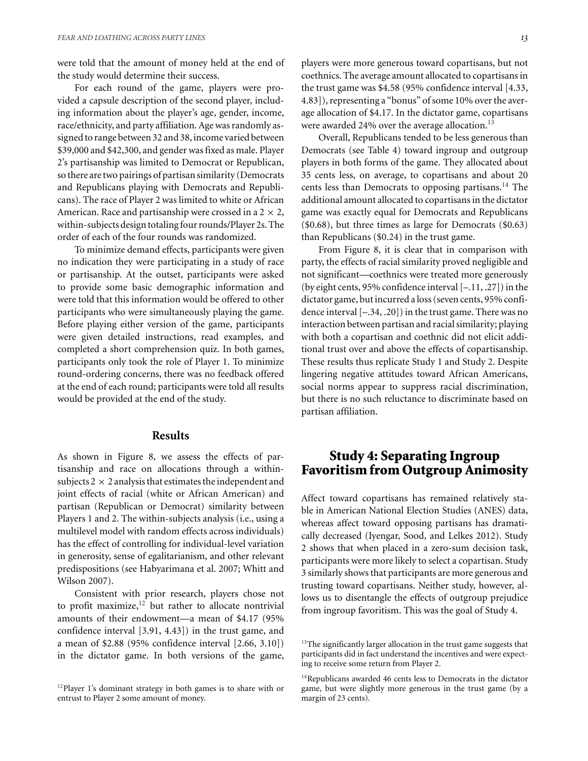were told that the amount of money held at the end of the study would determine their success.

For each round of the game, players were provided a capsule description of the second player, including information about the player's age, gender, income, race/ethnicity, and party affiliation. Age was randomly assigned to range between 32 and 38, income varied between $39,000 and $42,300, and gender was fixed as male. Player 2's partisanship was limited to Democrat or Republican, so there are two pairings of partisan similarity (Democrats and Republicans playing with Democrats and Republicans). The race of Player 2 was limited to white or African American. Race and partisanship were crossed in a $2 \times 2$, within-subjects design totaling four rounds/Player 2s. The order of each of the four rounds was randomized.

To minimize demand effects, participants were given no indication they were participating in a study of race or partisanship. At the outset, participants were asked to provide some basic demographic information and were told that this information would be offered to other participants who were simultaneously playing the game. Before playing either version of the game, participants were given detailed instructions, read examples, and completed a short comprehension quiz. In both games, participants only took the role of Player 1. To minimize round-ordering concerns, there was no feedback offered at the end of each round; participants were told all results would be provided at the end of the study.

## Results

As shown in Figure 8, we assess the effects of partisanship and race on allocations through a within-subjects $2 \times 2$ analysis that estimates the independent and joint effects of racial (white or African American) and partisan (Republican or Democrat) similarity between Players 1 and 2. The within-subjects analysis (i.e., using a multilevel model with random effects across individuals) has the effect of controlling for individual-level variation in generosity, sense of egalitarianism, and other relevant predispositions (see Habyarimana et al. 2007; Whitt and Wilson 2007).

Consistent with prior research, players chose not to profit maximize,[12] but rather to allocate nontrivial amounts of their endowment—a mean of $4.17 (95% confidence interval [3.91, 4.43]) in the trust game, and a mean of $2.88 (95% confidence interval [2.66, 3.10]) in the dictator game. In both versions of the game, players were more generous toward copartisans, but not coethnics. The average amount allocated to copartisans in the trust game was $4.58 (95% confidence interval [4.33, 4.83]), representing a "bonus" of some 10% over the average allocation of $4.17. In the dictator game, copartisans were awarded 24% over the average allocation.[13]

Overall, Republicans tended to be less generous than Democrats (see Table 4) toward ingroup and outgroup players in both forms of the game. They allocated about 35 cents less, on average, to copartisans and about 20 cents less than Democrats to opposing partisans.[14] The additional amount allocated to copartisans in the dictator game was exactly equal for Democrats and Republicans ($0.68), but three times as large for Democrats ($0.63) than Republicans ($0.24) in the trust game.

From Figure 8, it is clear that in comparison with party, the effects of racial similarity proved negligible and not significant—coethnics were treated more generously (by eight cents, 95% confidence interval [–.11, .27]) in the dictator game, but incurred a loss (seven cents, 95% confidence interval [–.34, .20]) in the trust game. There was no interaction between partisan and racial similarity; playing with both a copartisan and coethnic did not elicit additional trust over and above the effects of copartisanship. These results thus replicate Study 1 and Study 2. Despite lingering negative attitudes toward African Americans, social norms appear to suppress racial discrimination, but there is no such reluctance to discriminate based on partisan affiliation.

# Study 4: Separating Ingroup Favoritism from Outgroup Animosity

Affect toward copartisans has remained relatively stable in American National Election Studies (ANES) data, whereas affect toward opposing partisans has dramatically decreased (Iyengar, Sood, and Lelkes 2012). Study 2 shows that when placed in a zero-sum decision task, participants were more likely to select a copartisan. Study 3 similarly shows that participants are more generous and trusting toward copartisans. Neither study, however, allows us to disentangle the effects of outgroup prejudice from ingroup favoritism. This was the goal of Study 4.

[12]Player 1's dominant strategy in both games is to share with or entrust to Player 2 some amount of money.

[13]The significantly larger allocation in the trust game suggests that participants did in fact understand the incentives and were expecting to receive some return from Player 2.

[14]Republicans awarded 46 cents less to Democrats in the dictator game, but were slightly more generous in the trust game (by a margin of 23 cents).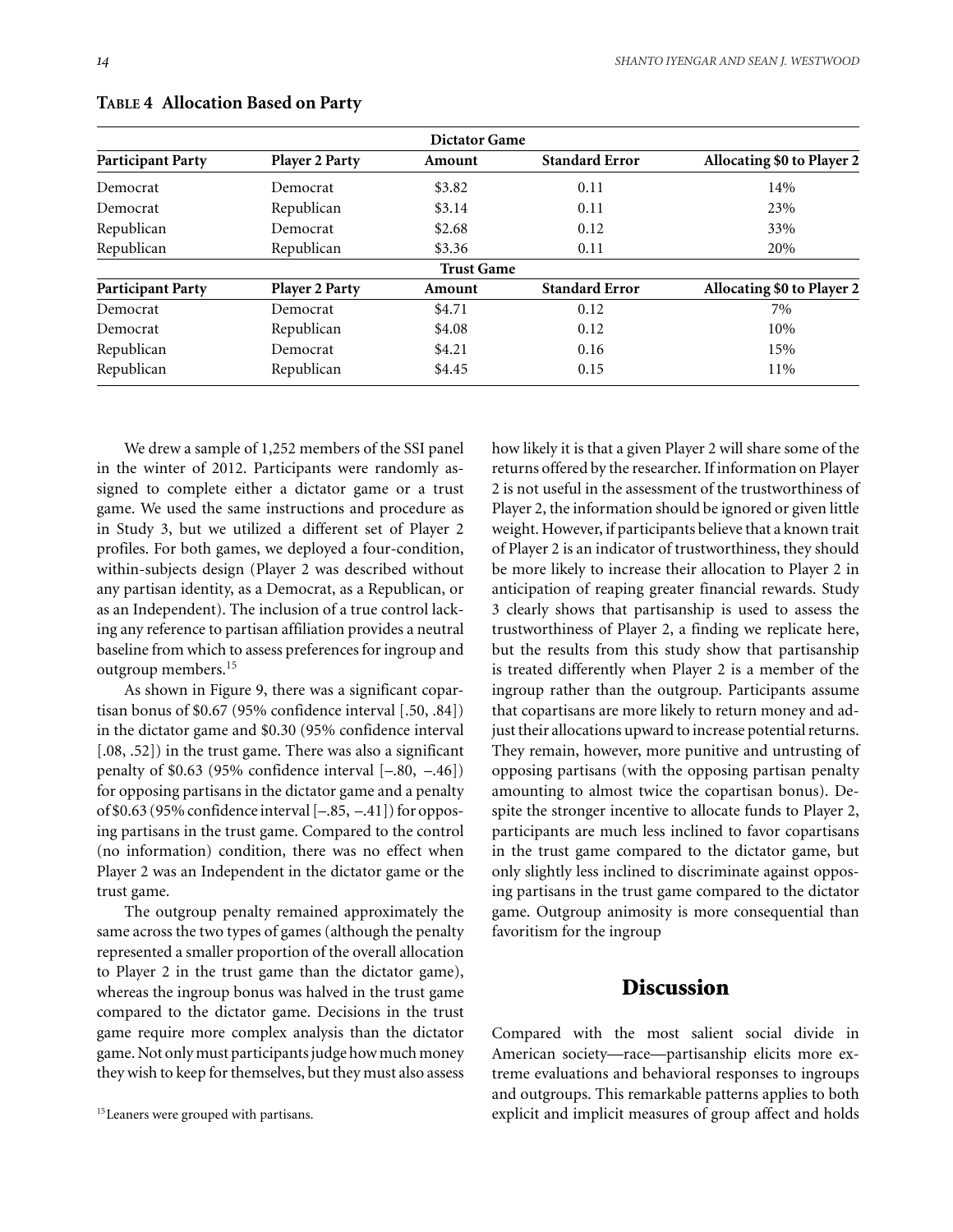**TABLE 4 Allocation Based on Party**

| Dictator Game | | | | |
|---|---|---|---|---|
| **Participant Party** | **Player 2 Party** | **Amount** | **Standard Error** | **Allocating $0 to Player 2** |
| Democrat | Democrat | $3.82 | 0.11 | 14% |
| Democrat | Republican | $3.14 | 0.11 | 23% |
| Republican | Democrat | $2.68 | 0.12 | 33% |
| Republican | Republican | $3.36 | 0.11 | 20% |
| **Trust Game** | | | | |
| **Participant Party** | **Player 2 Party** | **Amount** | **Standard Error** | **Allocating $0 to Player 2** |
| Democrat | Democrat | $4.71 | 0.12 | 7% |
| Democrat | Republican | $4.08 | 0.12 | 10% |
| Republican | Democrat | $4.21 | 0.16 | 15% |
| Republican | Republican | $4.45 | 0.15 | 11% |

We drew a sample of 1,252 members of the SSI panel in the winter of 2012. Participants were randomly assigned to complete either a dictator game or a trust game. We used the same instructions and procedure as in Study 3, but we utilized a different set of Player 2 profiles. For both games, we deployed a four-condition, within-subjects design (Player 2 was described without any partisan identity, as a Democrat, as a Republican, or as an Independent). The inclusion of a true control lacking any reference to partisan affiliation provides a neutral baseline from which to assess preferences for ingroup and outgroup members.[15]

As shown in Figure 9, there was a significant copartisan bonus of $0.67 (95% confidence interval [.50, .84]) in the dictator game and $0.30 (95% confidence interval [.08, .52]) in the trust game. There was also a significant penalty of $0.63 (95% confidence interval [–.80, –.46]) for opposing partisans in the dictator game and a penalty of $0.63 (95% confidence interval [–.85, –.41]) for opposing partisans in the trust game. Compared to the control (no information) condition, there was no effect when Player 2 was an Independent in the dictator game or the trust game.

The outgroup penalty remained approximately the same across the two types of games (although the penalty represented a smaller proportion of the overall allocation to Player 2 in the trust game than the dictator game), whereas the ingroup bonus was halved in the trust game compared to the dictator game. Decisions in the trust game require more complex analysis than the dictator game. Not only must participants judge how much money they wish to keep for themselves, but they must also assess how likely it is that a given Player 2 will share some of the returns offered by the researcher. If information on Player 2 is not useful in the assessment of the trustworthiness of Player 2, the information should be ignored or given little weight. However, if participants believe that a known trait of Player 2 is an indicator of trustworthiness, they should be more likely to increase their allocation to Player 2 in anticipation of reaping greater financial rewards. Study 3 clearly shows that partisanship is used to assess the trustworthiness of Player 2, a finding we replicate here, but the results from this study show that partisanship is treated differently when Player 2 is a member of the ingroup rather than the outgroup. Participants assume that copartisans are more likely to return money and adjust their allocations upward to increase potential returns. They remain, however, more punitive and untrusting of opposing partisans (with the opposing partisan penalty amounting to almost twice the copartisan bonus). Despite the stronger incentive to allocate funds to Player 2, participants are much less inclined to favor copartisans in the trust game compared to the dictator game, but only slightly less inclined to discriminate against opposing partisans in the trust game compared to the dictator game. Outgroup animosity is more consequential than favoritism for the ingroup

## Discussion

Compared with the most salient social divide in American society—race—partisanship elicits more extreme evaluations and behavioral responses to ingroups and outgroups. This remarkable patterns applies to both explicit and implicit measures of group affect and holds

[15] Leaners were grouped with partisans.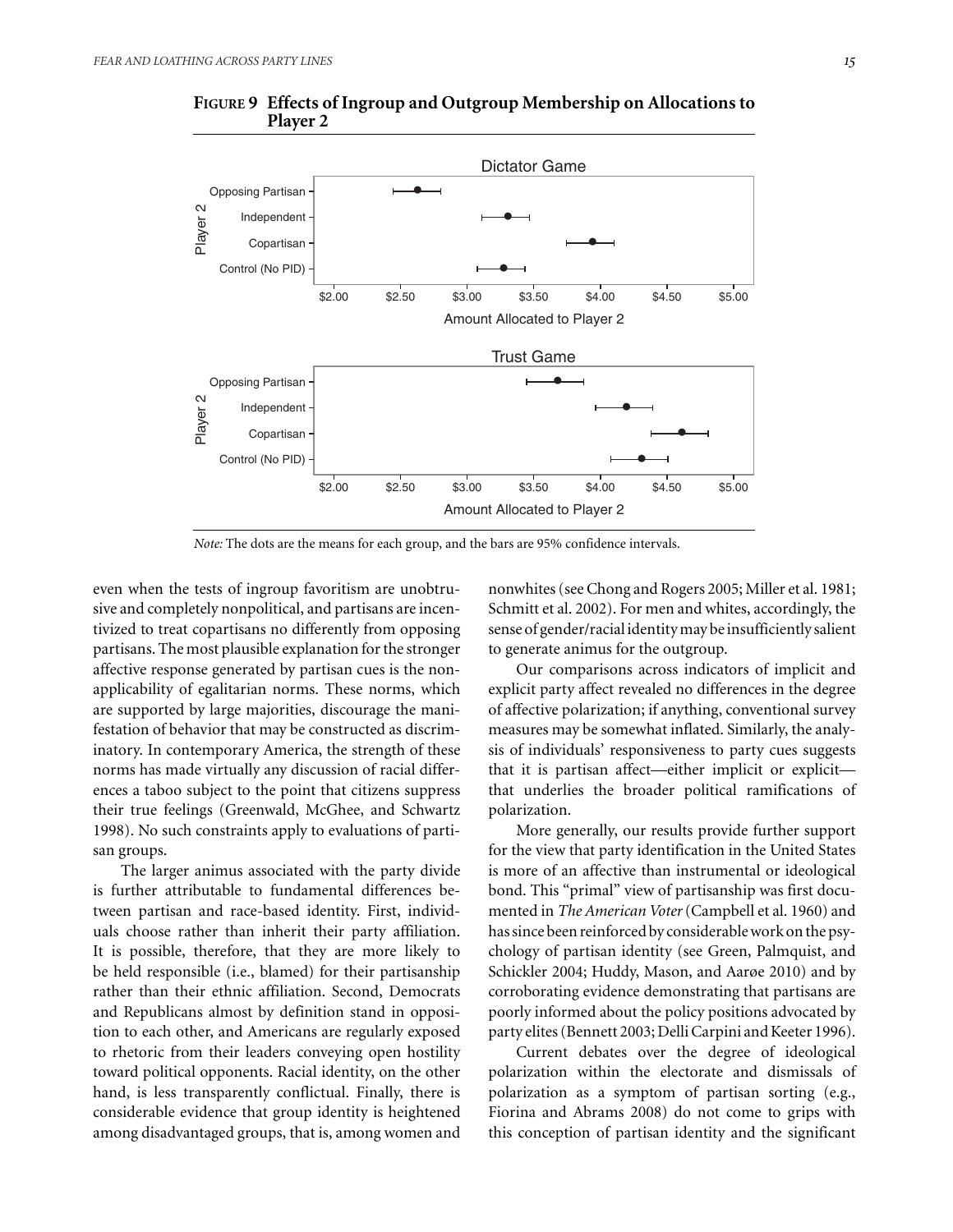**FIGURE 9 Effects of Ingroup and Outgroup Membership on Allocations to Player 2**

Dictator Game

Player 2

Opposing Partisan

Independent

Copartisan

Control (No PID)

$2.00 $2.50 $3.00 $3.50 $4.00 $4.50 $5.00

Amount Allocated to Player 2

Trust Game

Player 2

Opposing Partisan

Independent

Copartisan

Control (No PID)

$2.00 $2.50 $3.00 $3.50 $4.00 $4.50 $5.00

Amount Allocated to Player 2

*Note:* The dots are the means for each group, and the bars are 95% confidence intervals.

even when the tests of ingroup favoritism are unobtrusive and completely nonpolitical, and partisans are incentivized to treat copartisans no differently from opposing partisans. The most plausible explanation for the stronger affective response generated by partisan cues is the nonapplicability of egalitarian norms. These norms, which are supported by large majorities, discourage the manifestation of behavior that may be constructed as discriminatory. In contemporary America, the strength of these norms has made virtually any discussion of racial differences a taboo subject to the point that citizens suppress their true feelings (Greenwald, McGhee, and Schwartz 1998). No such constraints apply to evaluations of partisan groups.

The larger animus associated with the party divide is further attributable to fundamental differences between partisan and race-based identity. First, individuals choose rather than inherit their party affiliation. It is possible, therefore, that they are more likely to be held responsible (i.e., blamed) for their partisanship rather than their ethnic affiliation. Second, Democrats and Republicans almost by definition stand in opposition to each other, and Americans are regularly exposed to rhetoric from their leaders conveying open hostility toward political opponents. Racial identity, on the other hand, is less transparently conflictual. Finally, there is considerable evidence that group identity is heightened among disadvantaged groups, that is, among women and nonwhites (see Chong and Rogers 2005; Miller et al. 1981; Schmitt et al. 2002). For men and whites, accordingly, the sense of gender/racial identity may be insufficiently salient to generate animus for the outgroup.

Our comparisons across indicators of implicit and explicit party affect revealed no differences in the degree of affective polarization; if anything, conventional survey measures may be somewhat inflated. Similarly, the analysis of individuals' responsiveness to party cues suggests that it is partisan affect—either implicit or explicit—that underlies the broader political ramifications of polarization.

More generally, our results provide further support for the view that party identification in the United States is more of an affective than instrumental or ideological bond. This "primal" view of partisanship was first documented in *The American Voter* (Campbell et al. 1960) and has since been reinforced by considerable work on the psychology of partisan identity (see Green, Palmquist, and Schickler 2004; Huddy, Mason, and Aarøe 2010) and by corroborating evidence demonstrating that partisans are poorly informed about the policy positions advocated by party elites (Bennett 2003; Delli Carpini and Keeter 1996).

Current debates over the degree of ideological polarization within the electorate and dismissals of polarization as a symptom of partisan sorting (e.g., Fiorina and Abrams 2008) do not come to grips with this conception of partisan identity and the significant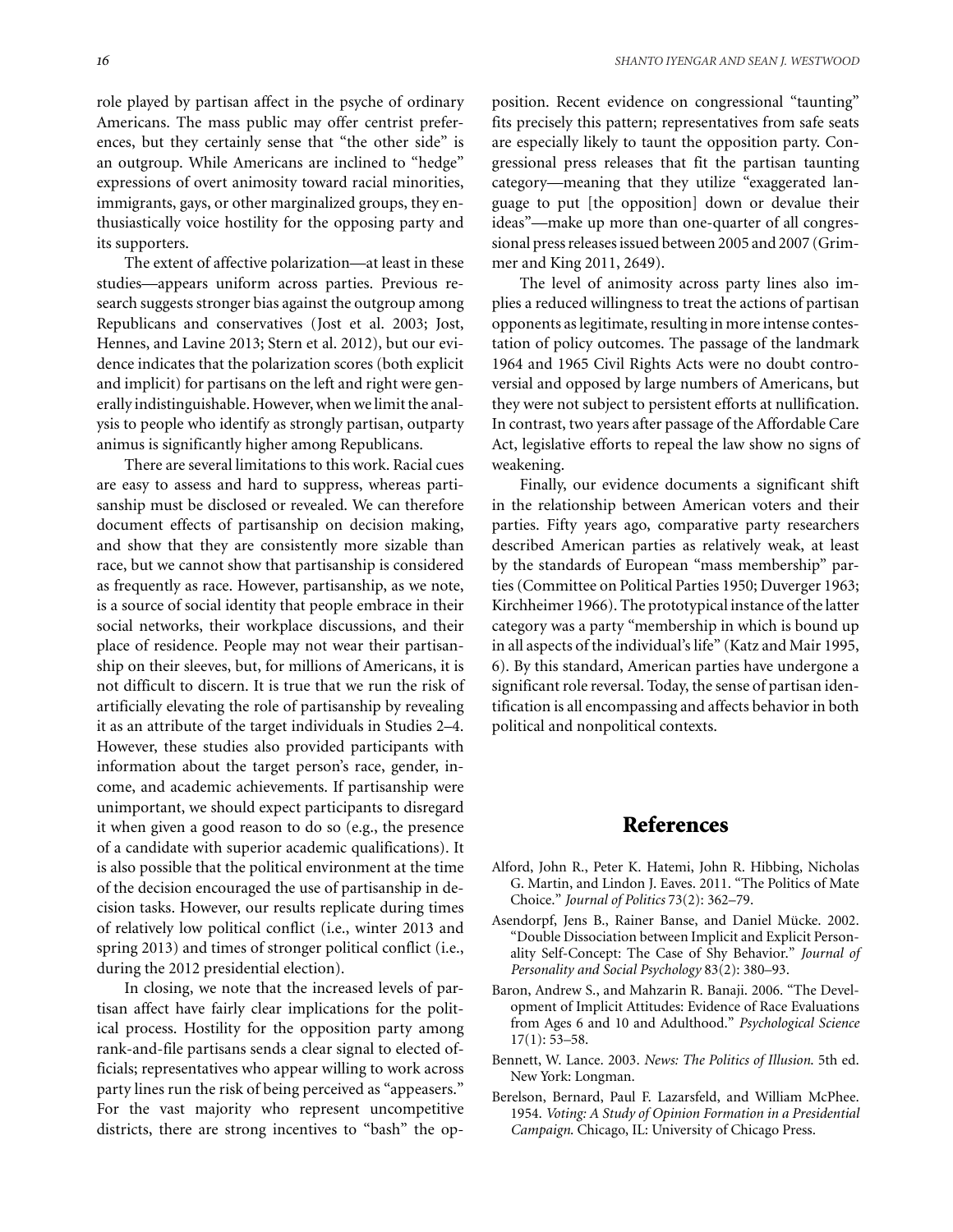role played by partisan affect in the psyche of ordinary Americans. The mass public may offer centrist preferences, but they certainly sense that "the other side" is an outgroup. While Americans are inclined to "hedge" expressions of overt animosity toward racial minorities, immigrants, gays, or other marginalized groups, they enthusiastically voice hostility for the opposing party and its supporters.

The extent of affective polarization—at least in these studies—appears uniform across parties. Previous research suggests stronger bias against the outgroup among Republicans and conservatives (Jost et al. 2003; Jost, Hennes, and Lavine 2013; Stern et al. 2012), but our evidence indicates that the polarization scores (both explicit and implicit) for partisans on the left and right were generally indistinguishable. However, when we limit the analysis to people who identify as strongly partisan, outparty animus is significantly higher among Republicans.

There are several limitations to this work. Racial cues are easy to assess and hard to suppress, whereas partisanship must be disclosed or revealed. We can therefore document effects of partisanship on decision making, and show that they are consistently more sizable than race, but we cannot show that partisanship is considered as frequently as race. However, partisanship, as we note, is a source of social identity that people embrace in their social networks, their workplace discussions, and their place of residence. People may not wear their partisanship on their sleeves, but, for millions of Americans, it is not difficult to discern. It is true that we run the risk of artificially elevating the role of partisanship by revealing it as an attribute of the target individuals in Studies 2–4. However, these studies also provided participants with information about the target person's race, gender, income, and academic achievements. If partisanship were unimportant, we should expect participants to disregard it when given a good reason to do so (e.g., the presence of a candidate with superior academic qualifications). It is also possible that the political environment at the time of the decision encouraged the use of partisanship in decision tasks. However, our results replicate during times of relatively low political conflict (i.e., winter 2013 and spring 2013) and times of stronger political conflict (i.e., during the 2012 presidential election).

In closing, we note that the increased levels of partisan affect have fairly clear implications for the political process. Hostility for the opposition party among rank-and-file partisans sends a clear signal to elected officials; representatives who appear willing to work across party lines run the risk of being perceived as "appeasers." For the vast majority who represent uncompetitive districts, there are strong incentives to "bash" the opposition. Recent evidence on congressional "taunting" fits precisely this pattern; representatives from safe seats are especially likely to taunt the opposition party. Congressional press releases that fit the partisan taunting category—meaning that they utilize "exaggerated language to put [the opposition] down or devalue their ideas"—make up more than one-quarter of all congressional press releases issued between 2005 and 2007 (Grimmer and King 2011, 2649).

The level of animosity across party lines also implies a reduced willingness to treat the actions of partisan opponents as legitimate, resulting in more intense contestation of policy outcomes. The passage of the landmark 1964 and 1965 Civil Rights Acts were no doubt controversial and opposed by large numbers of Americans, but they were not subject to persistent efforts at nullification. In contrast, two years after passage of the Affordable Care Act, legislative efforts to repeal the law show no signs of weakening.

Finally, our evidence documents a significant shift in the relationship between American voters and their parties. Fifty years ago, comparative party researchers described American parties as relatively weak, at least by the standards of European "mass membership" parties (Committee on Political Parties 1950; Duverger 1963; Kirchheimer 1966). The prototypical instance of the latter category was a party "membership in which is bound up in all aspects of the individual's life" (Katz and Mair 1995, 6). By this standard, American parties have undergone a significant role reversal. Today, the sense of partisan identification is all encompassing and affects behavior in both political and nonpolitical contexts.

## References

Alford, John R., Peter K. Hatemi, John R. Hibbing, Nicholas G. Martin, and Lindon J. Eaves. 2011. "The Politics of Mate Choice." *Journal of Politics* 73(2): 362–79.

Asendorpf, Jens B., Rainer Banse, and Daniel Mücke. 2002. "Double Dissociation between Implicit and Explicit Personality Self-Concept: The Case of Shy Behavior." *Journal of Personality and Social Psychology* 83(2): 380–93.

Baron, Andrew S., and Mahzarin R. Banaji. 2006. "The Development of Implicit Attitudes: Evidence of Race Evaluations from Ages 6 and 10 and Adulthood." *Psychological Science* 17(1): 53–58.

Bennett, W. Lance. 2003. *News: The Politics of Illusion.* 5th ed. New York: Longman.

Berelson, Bernard, Paul F. Lazarsfeld, and William McPhee. 1954. *Voting: A Study of Opinion Formation in a Presidential Campaign.* Chicago, IL: University of Chicago Press.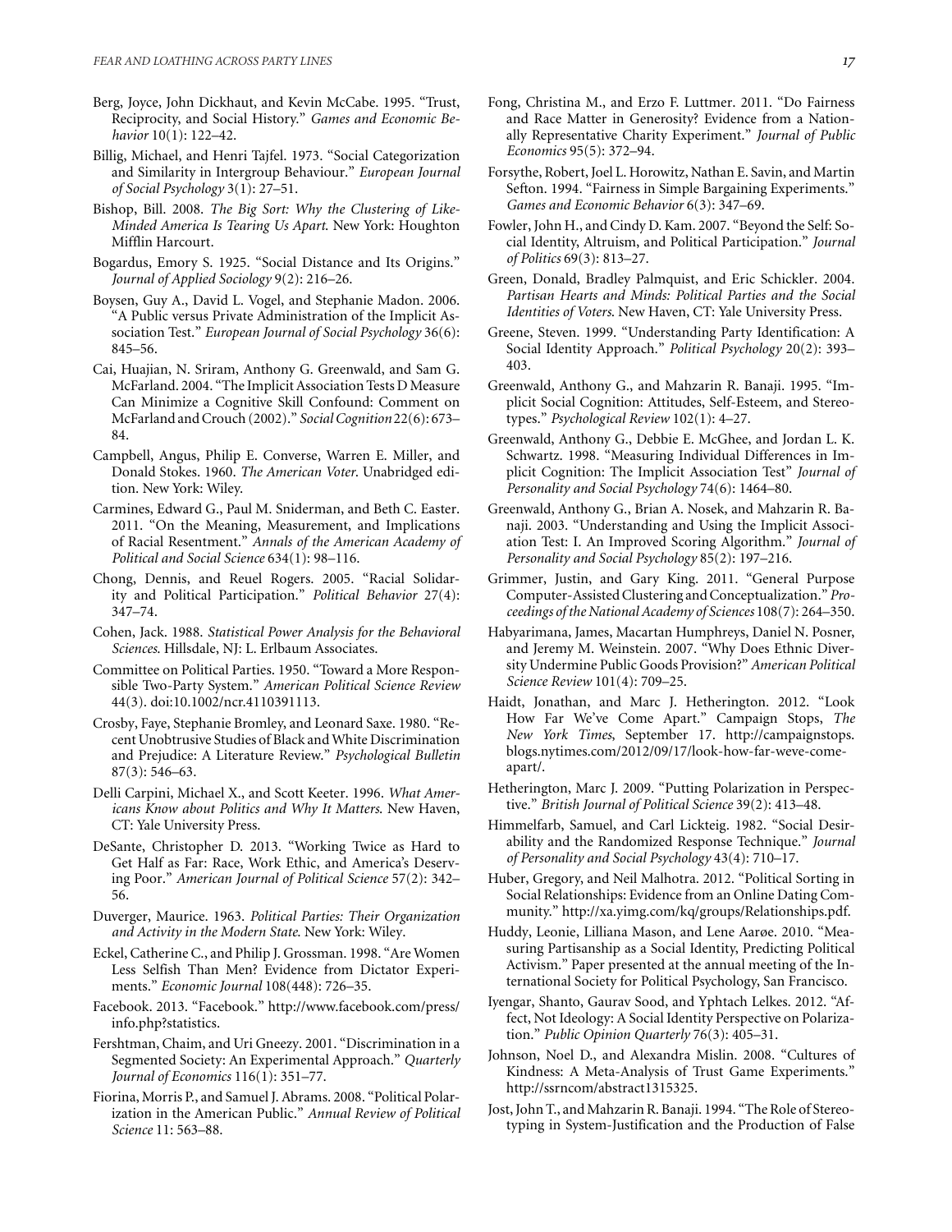Berg, Joyce, John Dickhaut, and Kevin McCabe. 1995. "Trust, Reciprocity, and Social History." *Games and Economic Behavior* 10(1): 122–42.

Billig, Michael, and Henri Tajfel. 1973. "Social Categorization and Similarity in Intergroup Behaviour." *European Journal of Social Psychology* 3(1): 27–51.

Bishop, Bill. 2008. *The Big Sort: Why the Clustering of Like-Minded America Is Tearing Us Apart*. New York: Houghton Mifflin Harcourt.

Bogardus, Emory S. 1925. "Social Distance and Its Origins." *Journal of Applied Sociology* 9(2): 216–26.

Boysen, Guy A., David L. Vogel, and Stephanie Madon. 2006. "A Public versus Private Administration of the Implicit Association Test." *European Journal of Social Psychology* 36(6): 845–56.

Cai, Huajian, N. Sriram, Anthony G. Greenwald, and Sam G. McFarland. 2004. "The Implicit Association Tests D Measure Can Minimize a Cognitive Skill Confound: Comment on McFarland and Crouch (2002)." *Social Cognition* 22(6): 673–84.

Campbell, Angus, Philip E. Converse, Warren E. Miller, and Donald Stokes. 1960. *The American Voter*. Unabridged edition. New York: Wiley.

Carmines, Edward G., Paul M. Sniderman, and Beth C. Easter. 2011. "On the Meaning, Measurement, and Implications of Racial Resentment." *Annals of the American Academy of Political and Social Science* 634(1): 98–116.

Chong, Dennis, and Reuel Rogers. 2005. "Racial Solidarity and Political Participation." *Political Behavior* 27(4): 347–74.

Cohen, Jack. 1988. *Statistical Power Analysis for the Behavioral Sciences*. Hillsdale, NJ: L. Erlbaum Associates.

Committee on Political Parties. 1950. "Toward a More Responsible Two-Party System." *American Political Science Review* 44(3). doi:10.1002/ncr.4110391113.

Crosby, Faye, Stephanie Bromley, and Leonard Saxe. 1980. "Recent Unobtrusive Studies of Black and White Discrimination and Prejudice: A Literature Review." *Psychological Bulletin* 87(3): 546–63.

Delli Carpini, Michael X., and Scott Keeter. 1996. *What Americans Know about Politics and Why It Matters*. New Haven, CT: Yale University Press.

DeSante, Christopher D. 2013. "Working Twice as Hard to Get Half as Far: Race, Work Ethic, and America's Deserving Poor." *American Journal of Political Science* 57(2): 342–56.

Duverger, Maurice. 1963. *Political Parties: Their Organization and Activity in the Modern State*. New York: Wiley.

Eckel, Catherine C., and Philip J. Grossman. 1998. "Are Women Less Selfish Than Men? Evidence from Dictator Experiments." *Economic Journal* 108(448): 726–35.

Facebook. 2013. "Facebook." http://www.facebook.com/press/info.php?statistics.

Fershtman, Chaim, and Uri Gneezy. 2001. "Discrimination in a Segmented Society: An Experimental Approach." *Quarterly Journal of Economics* 116(1): 351–77.

Fiorina, Morris P., and Samuel J. Abrams. 2008. "Political Polarization in the American Public." *Annual Review of Political Science* 11: 563–88.

Fong, Christina M., and Erzo F. Luttmer. 2011. "Do Fairness and Race Matter in Generosity? Evidence from a Nationally Representative Charity Experiment." *Journal of Public Economics* 95(5): 372–94.

Forsythe, Robert, Joel L. Horowitz, Nathan E. Savin, and Martin Sefton. 1994. "Fairness in Simple Bargaining Experiments." *Games and Economic Behavior* 6(3): 347–69.

Fowler, John H., and Cindy D. Kam. 2007. "Beyond the Self: Social Identity, Altruism, and Political Participation." *Journal of Politics* 69(3): 813–27.

Green, Donald, Bradley Palmquist, and Eric Schickler. 2004. *Partisan Hearts and Minds: Political Parties and the Social Identities of Voters*. New Haven, CT: Yale University Press.

Greene, Steven. 1999. "Understanding Party Identification: A Social Identity Approach." *Political Psychology* 20(2): 393–403.

Greenwald, Anthony G., and Mahzarin R. Banaji. 1995. "Implicit Social Cognition: Attitudes, Self-Esteem, and Stereotypes." *Psychological Review* 102(1): 4–27.

Greenwald, Anthony G., Debbie E. McGhee, and Jordan L. K. Schwartz. 1998. "Measuring Individual Differences in Implicit Cognition: The Implicit Association Test" *Journal of Personality and Social Psychology* 74(6): 1464–80.

Greenwald, Anthony G., Brian A. Nosek, and Mahzarin R. Banaji. 2003. "Understanding and Using the Implicit Association Test: I. An Improved Scoring Algorithm." *Journal of Personality and Social Psychology* 85(2): 197–216.

Grimmer, Justin, and Gary King. 2011. "General Purpose Computer-Assisted Clustering and Conceptualization." *Proceedings of the National Academy of Sciences* 108(7): 264–350.

Habyarimana, James, Macartan Humphreys, Daniel N. Posner, and Jeremy M. Weinstein. 2007. "Why Does Ethnic Diversity Undermine Public Goods Provision?" *American Political Science Review* 101(4): 709–25.

Haidt, Jonathan, and Marc J. Hetherington. 2012. "Look How Far We've Come Apart." Campaign Stops, *The New York Times*, September 17. http://campaignstops.blogs.nytimes.com/2012/09/17/look-how-far-weve-come-apart/.

Hetherington, Marc J. 2009. "Putting Polarization in Perspective." *British Journal of Political Science* 39(2): 413–48.

Himmelfarb, Samuel, and Carl Lickteig. 1982. "Social Desirability and the Randomized Response Technique." *Journal of Personality and Social Psychology* 43(4): 710–17.

Huber, Gregory, and Neil Malhotra. 2012. "Political Sorting in Social Relationships: Evidence from an Online Dating Community." http://xa.yimg.com/kq/groups/Relationships.pdf.

Huddy, Leonie, Lilliana Mason, and Lene Aarøe. 2010. "Measuring Partisanship as a Social Identity, Predicting Political Activism." Paper presented at the annual meeting of the International Society for Political Psychology, San Francisco.

Iyengar, Shanto, Gaurav Sood, and Yphtach Lelkes. 2012. "Affect, Not Ideology: A Social Identity Perspective on Polarization." *Public Opinion Quarterly* 76(3): 405–31.

Johnson, Noel D., and Alexandra Mislin. 2008. "Cultures of Kindness: A Meta-Analysis of Trust Game Experiments." http://ssrncom/abstract1315325.

Jost, John T., and Mahzarin R. Banaji. 1994. "The Role of Stereotyping in System-Justification and the Production of False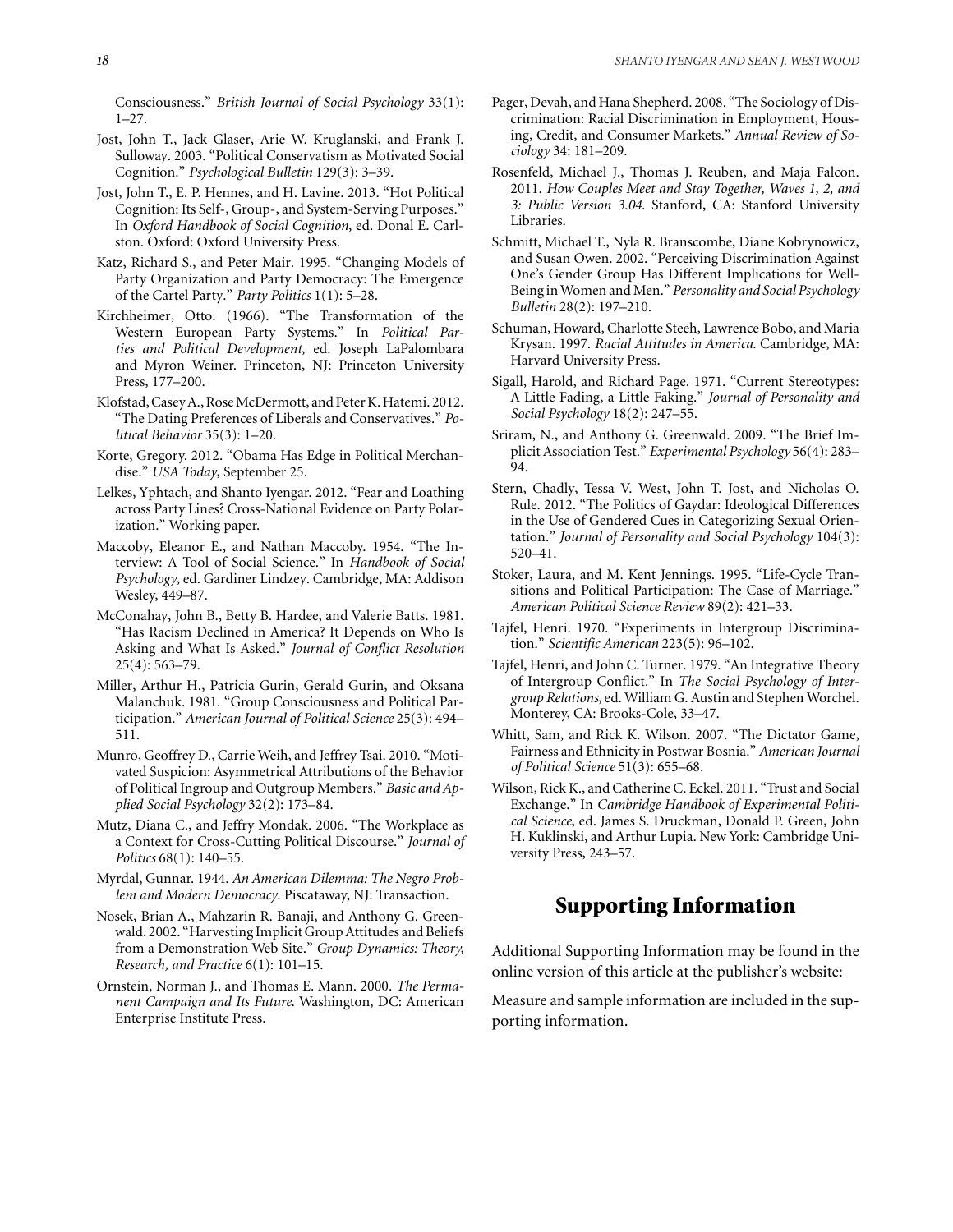Consciousness." *British Journal of Social Psychology* 33(1): 1–27.

Jost, John T., Jack Glaser, Arie W. Kruglanski, and Frank J. Sulloway. 2003. "Political Conservatism as Motivated Social Cognition." *Psychological Bulletin* 129(3): 3–39.

Jost, John T., E. P. Hennes, and H. Lavine. 2013. "Hot Political Cognition: Its Self-, Group-, and System-Serving Purposes." In *Oxford Handbook of Social Cognition*, ed. Donal E. Carlston. Oxford: Oxford University Press.

Katz, Richard S., and Peter Mair. 1995. "Changing Models of Party Organization and Party Democracy: The Emergence of the Cartel Party." *Party Politics* 1(1): 5–28.

Kirchheimer, Otto. (1966). "The Transformation of the Western European Party Systems." In *Political Parties and Political Development*, ed. Joseph LaPalombara and Myron Weiner. Princeton, NJ: Princeton University Press, 177–200.

Klofstad, Casey A., Rose McDermott, and Peter K. Hatemi. 2012. "The Dating Preferences of Liberals and Conservatives." *Political Behavior* 35(3): 1–20.

Korte, Gregory. 2012. "Obama Has Edge in Political Merchandise." *USA Today*, September 25.

Lelkes, Yphtach, and Shanto Iyengar. 2012. "Fear and Loathing across Party Lines? Cross-National Evidence on Party Polarization." Working paper.

Maccoby, Eleanor E., and Nathan Maccoby. 1954. "The Interview: A Tool of Social Science." In *Handbook of Social Psychology*, ed. Gardiner Lindzey. Cambridge, MA: Addison Wesley, 449–87.

McConahay, John B., Betty B. Hardee, and Valerie Batts. 1981. "Has Racism Declined in America? It Depends on Who Is Asking and What Is Asked." *Journal of Conflict Resolution* 25(4): 563–79.

Miller, Arthur H., Patricia Gurin, Gerald Gurin, and Oksana Malanchuk. 1981. "Group Consciousness and Political Participation." *American Journal of Political Science* 25(3): 494–511.

Munro, Geoffrey D., Carrie Weih, and Jeffrey Tsai. 2010. "Motivated Suspicion: Asymmetrical Attributions of the Behavior of Political Ingroup and Outgroup Members." *Basic and Applied Social Psychology* 32(2): 173–84.

Mutz, Diana C., and Jeffry Mondak. 2006. "The Workplace as a Context for Cross-Cutting Political Discourse." *Journal of Politics* 68(1): 140–55.

Myrdal, Gunnar. 1944. *An American Dilemma: The Negro Problem and Modern Democracy*. Piscataway, NJ: Transaction.

Nosek, Brian A., Mahzarin R. Banaji, and Anthony G. Greenwald. 2002. "Harvesting Implicit Group Attitudes and Beliefs from a Demonstration Web Site." *Group Dynamics: Theory, Research, and Practice* 6(1): 101–15.

Ornstein, Norman J., and Thomas E. Mann. 2000. *The Permanent Campaign and Its Future*. Washington, DC: American Enterprise Institute Press.

Pager, Devah, and Hana Shepherd. 2008. "The Sociology of Discrimination: Racial Discrimination in Employment, Housing, Credit, and Consumer Markets." *Annual Review of Sociology* 34: 181–209.

Rosenfeld, Michael J., Thomas J. Reuben, and Maja Falcon. 2011. *How Couples Meet and Stay Together, Waves 1, 2, and 3: Public Version 3.04*. Stanford, CA: Stanford University Libraries.

Schmitt, Michael T., Nyla R. Branscombe, Diane Kobrynowicz, and Susan Owen. 2002. "Perceiving Discrimination Against One's Gender Group Has Different Implications for Well-Being in Women and Men." *Personality and Social Psychology Bulletin* 28(2): 197–210.

Schuman, Howard, Charlotte Steeh, Lawrence Bobo, and Maria Krysan. 1997. *Racial Attitudes in America*. Cambridge, MA: Harvard University Press.

Sigall, Harold, and Richard Page. 1971. "Current Stereotypes: A Little Fading, a Little Faking." *Journal of Personality and Social Psychology* 18(2): 247–55.

Sriram, N., and Anthony G. Greenwald. 2009. "The Brief Implicit Association Test." *Experimental Psychology* 56(4): 283–94.

Stern, Chadly, Tessa V. West, John T. Jost, and Nicholas O. Rule. 2012. "The Politics of Gaydar: Ideological Differences in the Use of Gendered Cues in Categorizing Sexual Orientation." *Journal of Personality and Social Psychology* 104(3): 520–41.

Stoker, Laura, and M. Kent Jennings. 1995. "Life-Cycle Transitions and Political Participation: The Case of Marriage." *American Political Science Review* 89(2): 421–33.

Tajfel, Henri. 1970. "Experiments in Intergroup Discrimination." *Scientific American* 223(5): 96–102.

Tajfel, Henri, and John C. Turner. 1979. "An Integrative Theory of Intergroup Conflict." In *The Social Psychology of Intergroup Relations*, ed. William G. Austin and Stephen Worchel. Monterey, CA: Brooks-Cole, 33–47.

Whitt, Sam, and Rick K. Wilson. 2007. "The Dictator Game, Fairness and Ethnicity in Postwar Bosnia." *American Journal of Political Science* 51(3): 655–68.

Wilson, Rick K., and Catherine C. Eckel. 2011. "Trust and Social Exchange." In *Cambridge Handbook of Experimental Political Science*, ed. James S. Druckman, Donald P. Green, John H. Kuklinski, and Arthur Lupia. New York: Cambridge University Press, 243–57.

## Supporting Information

Additional Supporting Information may be found in the online version of this article at the publisher's website:

Measure and sample information are included in the supporting information.